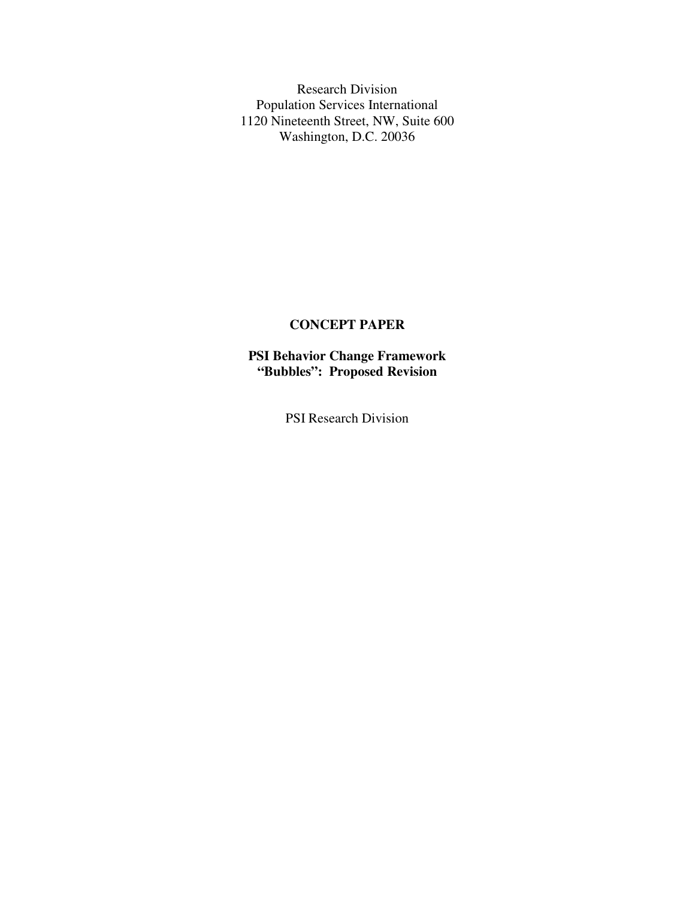Research Division
Population Services International
1120 Nineteenth Street, NW, Suite 600
Washington, D.C. 20036

# CONCEPT PAPER

## PSI Behavior Change Framework "Bubbles": Proposed Revision

PSI Research Division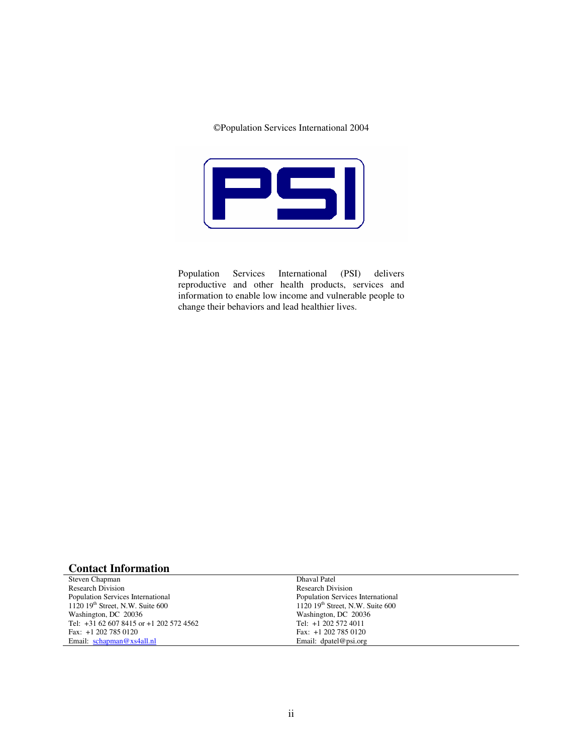©Population Services International 2004

Population Services International (PSI) delivers reproductive and other health products, services and information to enable low income and vulnerable people to change their behaviors and lead healthier lives.

## Contact Information

| Steven Chapman | Dhaval Patel |
|---|---|
| Research Division | Research Division |
| Population Services International | Population Services International |
| 1120 19th Street, N.W. Suite 600 | 1120 19th Street, N.W. Suite 600 |
| Washington, DC 20036 | Washington, DC 20036 |
| Tel: +31 62 607 8415 or +1 202 572 4562 | Tel: +1 202 572 4011 |
| Fax: +1 202 785 0120 | Fax: +1 202 785 0120 |
| Email: schapman@xs4all.nl | Email: dpatel@psi.org |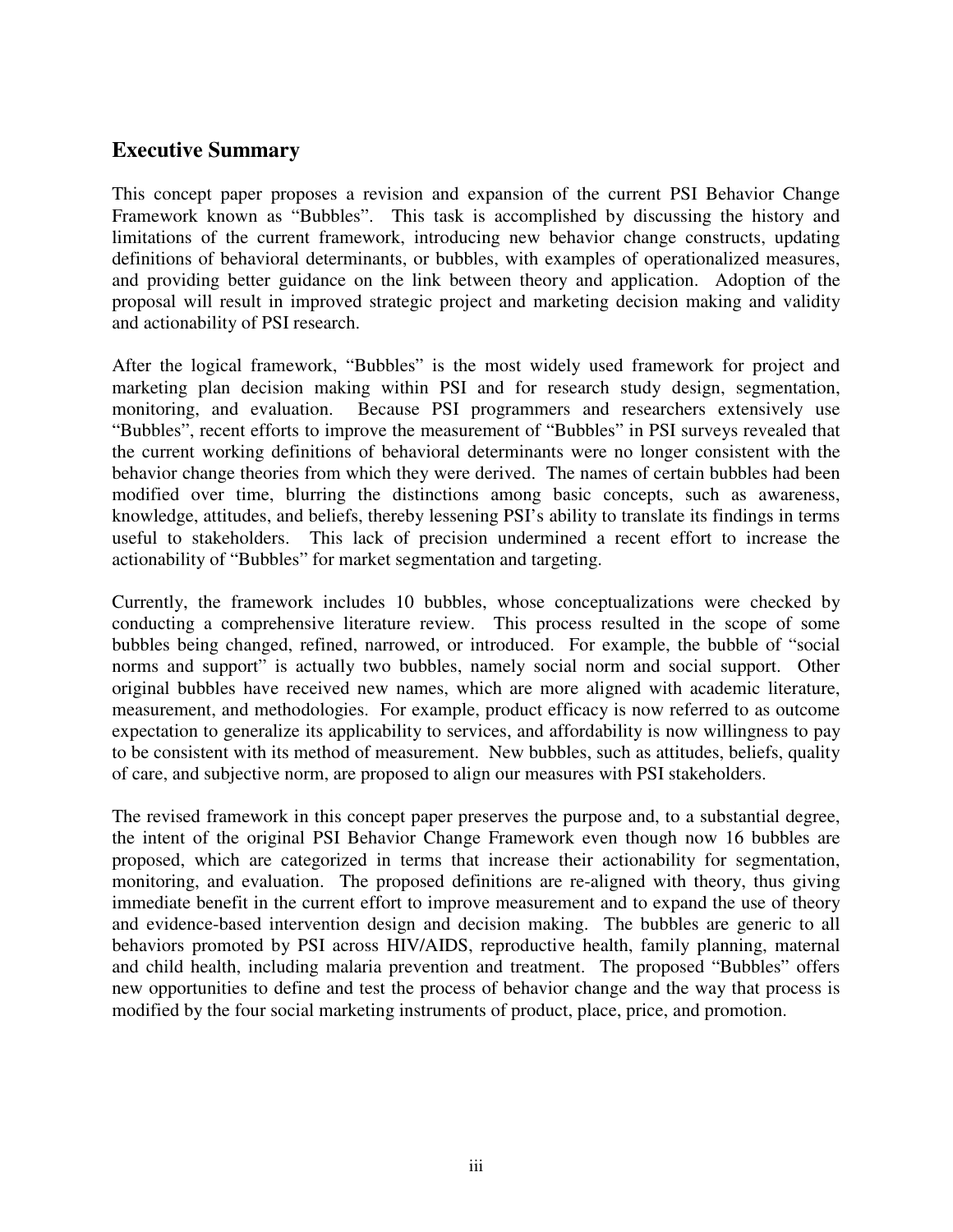## Executive Summary

This concept paper proposes a revision and expansion of the current PSI Behavior Change Framework known as "Bubbles". This task is accomplished by discussing the history and limitations of the current framework, introducing new behavior change constructs, updating definitions of behavioral determinants, or bubbles, with examples of operationalized measures, and providing better guidance on the link between theory and application. Adoption of the proposal will result in improved strategic project and marketing decision making and validity and actionability of PSI research.

After the logical framework, "Bubbles" is the most widely used framework for project and marketing plan decision making within PSI and for research study design, segmentation, monitoring, and evaluation. Because PSI programmers and researchers extensively use "Bubbles", recent efforts to improve the measurement of "Bubbles" in PSI surveys revealed that the current working definitions of behavioral determinants were no longer consistent with the behavior change theories from which they were derived. The names of certain bubbles had been modified over time, blurring the distinctions among basic concepts, such as awareness, knowledge, attitudes, and beliefs, thereby lessening PSI's ability to translate its findings in terms useful to stakeholders. This lack of precision undermined a recent effort to increase the actionability of "Bubbles" for market segmentation and targeting.

Currently, the framework includes 10 bubbles, whose conceptualizations were checked by conducting a comprehensive literature review. This process resulted in the scope of some bubbles being changed, refined, narrowed, or introduced. For example, the bubble of "social norms and support" is actually two bubbles, namely social norm and social support. Other original bubbles have received new names, which are more aligned with academic literature, measurement, and methodologies. For example, product efficacy is now referred to as outcome expectation to generalize its applicability to services, and affordability is now willingness to pay to be consistent with its method of measurement. New bubbles, such as attitudes, beliefs, quality of care, and subjective norm, are proposed to align our measures with PSI stakeholders.

The revised framework in this concept paper preserves the purpose and, to a substantial degree, the intent of the original PSI Behavior Change Framework even though now 16 bubbles are proposed, which are categorized in terms that increase their actionability for segmentation, monitoring, and evaluation. The proposed definitions are re-aligned with theory, thus giving immediate benefit in the current effort to improve measurement and to expand the use of theory and evidence-based intervention design and decision making. The bubbles are generic to all behaviors promoted by PSI across HIV/AIDS, reproductive health, family planning, maternal and child health, including malaria prevention and treatment. The proposed "Bubbles" offers new opportunities to define and test the process of behavior change and the way that process is modified by the four social marketing instruments of product, place, price, and promotion.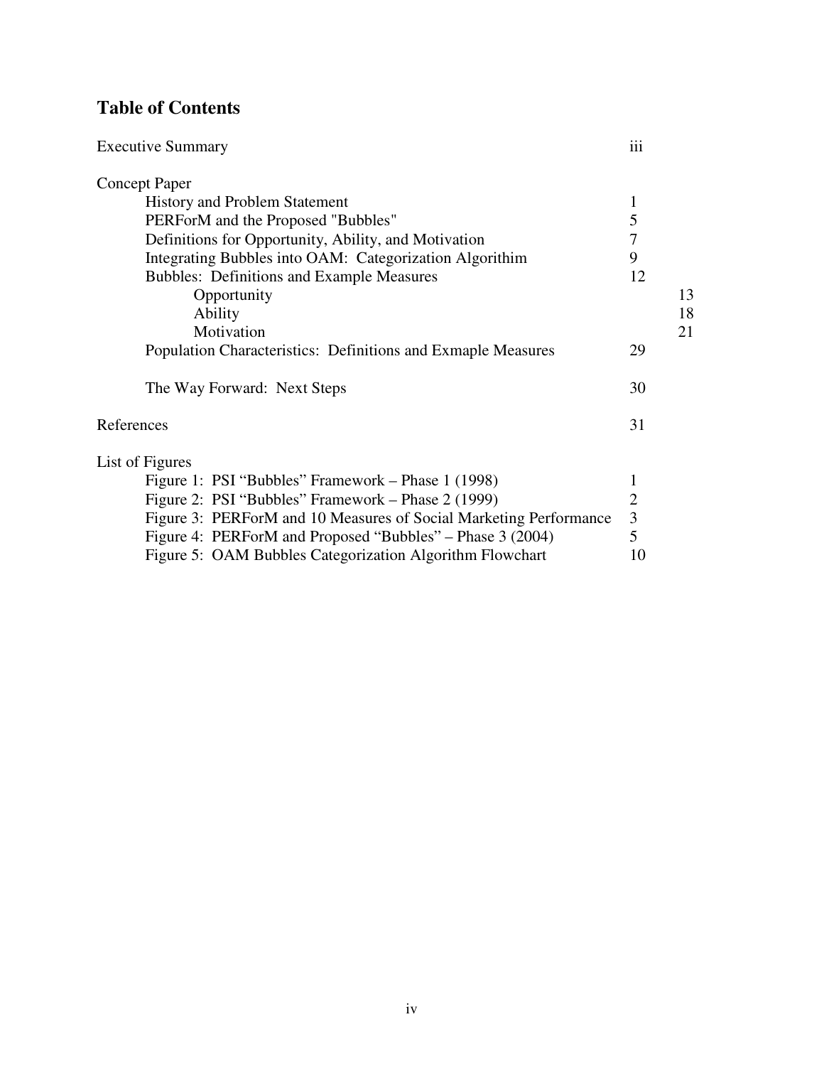# Table of Contents

| | |
|---|---|
| Executive Summary | iii |
| Concept Paper | |
| History and Problem Statement | 1 |
| PERForM and the Proposed "Bubbles" | 5 |
| Definitions for Opportunity, Ability, and Motivation | 7 |
| Integrating Bubbles into OAM: Categorization Algorithim | 9 |
| Bubbles: Definitions and Example Measures | 12 |
| Opportunity | 13 |
| Ability | 18 |
| Motivation | 21 |
| Population Characteristics: Definitions and Exmaple Measures | 29 |
| The Way Forward: Next Steps | 30 |
| References | 31 |
| List of Figures | |
| Figure 1: PSI "Bubbles" Framework – Phase 1 (1998) | 1 |
| Figure 2: PSI "Bubbles" Framework – Phase 2 (1999) | 2 |
| Figure 3: PERForM and 10 Measures of Social Marketing Performance | 3 |
| Figure 4: PERForM and Proposed "Bubbles" – Phase 3 (2004) | 5 |
| Figure 5: OAM Bubbles Categorization Algorithm Flowchart | 10 |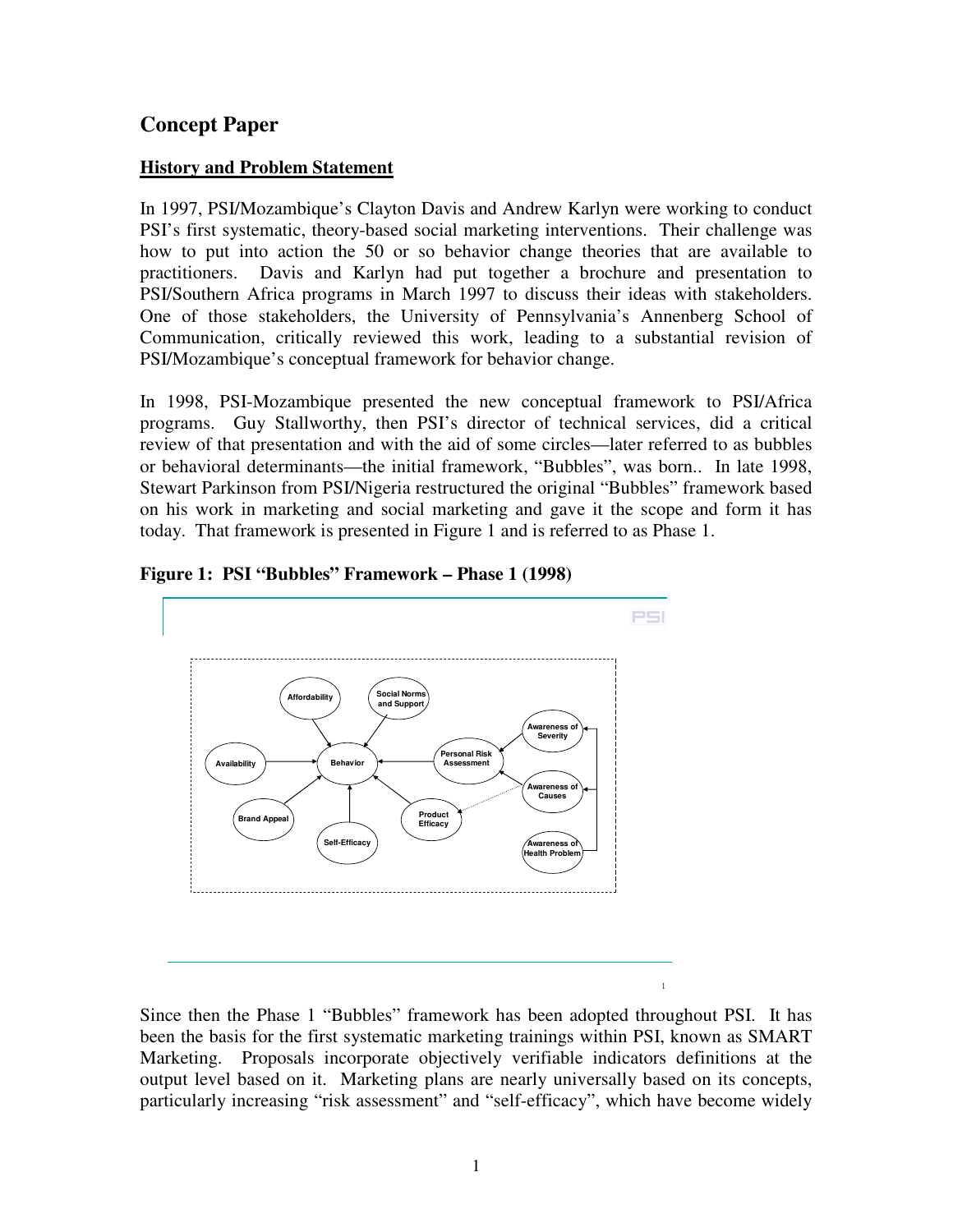# Concept Paper

## History and Problem Statement

In 1997, PSI/Mozambique's Clayton Davis and Andrew Karlyn were working to conduct PSI's first systematic, theory-based social marketing interventions. Their challenge was how to put into action the 50 or so behavior change theories that are available to practitioners. Davis and Karlyn had put together a brochure and presentation to PSI/Southern Africa programs in March 1997 to discuss their ideas with stakeholders. One of those stakeholders, the University of Pennsylvania's Annenberg School of Communication, critically reviewed this work, leading to a substantial revision of PSI/Mozambique's conceptual framework for behavior change.

In 1998, PSI-Mozambique presented the new conceptual framework to PSI/Africa programs. Guy Stallworthy, then PSI's director of technical services, did a critical review of that presentation and with the aid of some circles—later referred to as bubbles or behavioral determinants—the initial framework, "Bubbles", was born.. In late 1998, Stewart Parkinson from PSI/Nigeria restructured the original "Bubbles" framework based on his work in marketing and social marketing and gave it the scope and form it has today. That framework is presented in Figure 1 and is referred to as Phase 1.

**Figure 1: PSI "Bubbles" Framework – Phase 1 (1998)**

Since then the Phase 1 "Bubbles" framework has been adopted throughout PSI. It has been the basis for the first systematic marketing trainings within PSI, known as SMART Marketing. Proposals incorporate objectively verifiable indicators definitions at the output level based on it. Marketing plans are nearly universally based on its concepts, particularly increasing "risk assessment" and "self-efficacy", which have become widely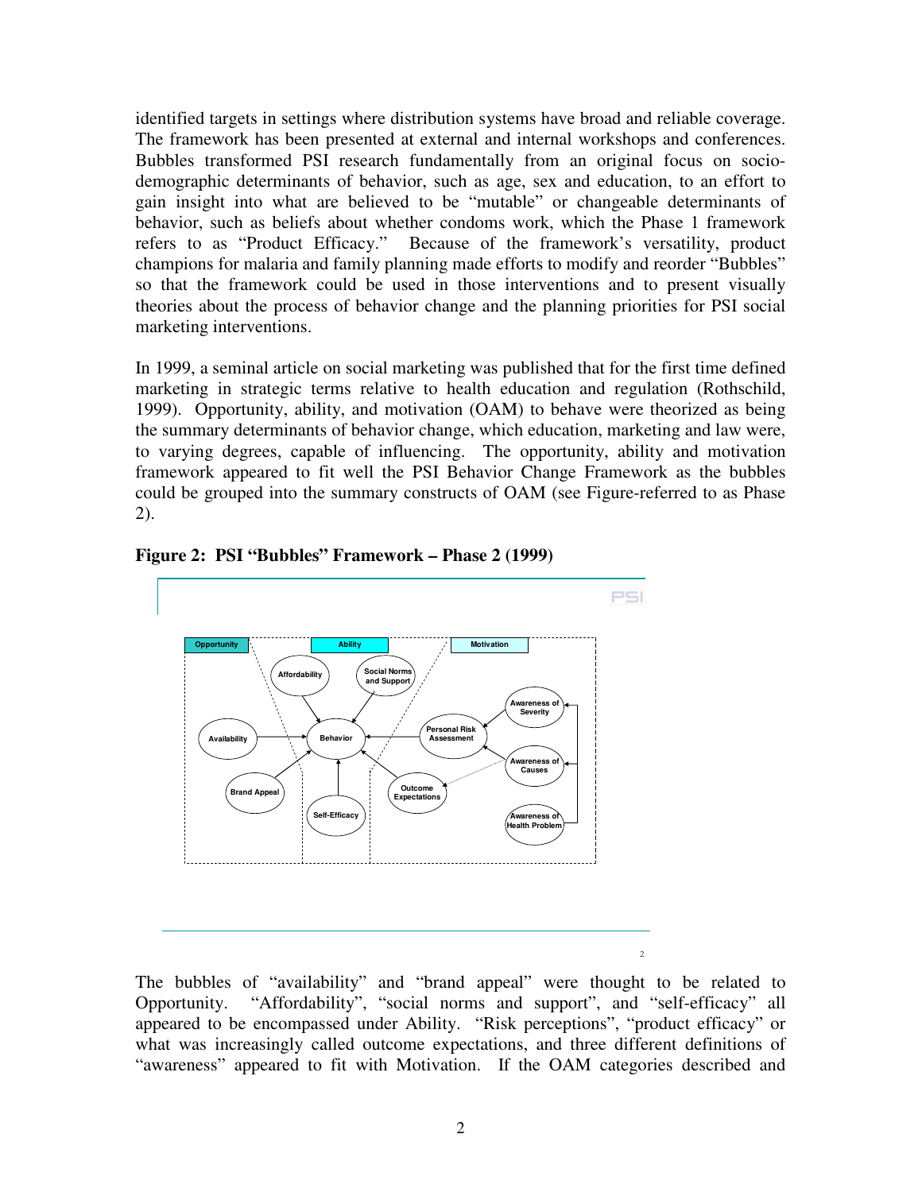identified targets in settings where distribution systems have broad and reliable coverage. The framework has been presented at external and internal workshops and conferences. Bubbles transformed PSI research fundamentally from an original focus on socio-demographic determinants of behavior, such as age, sex and education, to an effort to gain insight into what are believed to be "mutable" or changeable determinants of behavior, such as beliefs about whether condoms work, which the Phase 1 framework refers to as "Product Efficacy." Because of the framework's versatility, product champions for malaria and family planning made efforts to modify and reorder "Bubbles" so that the framework could be used in those interventions and to present visually theories about the process of behavior change and the planning priorities for PSI social marketing interventions.

In 1999, a seminal article on social marketing was published that for the first time defined marketing in strategic terms relative to health education and regulation (Rothschild, 1999). Opportunity, ability, and motivation (OAM) to behave were theorized as being the summary determinants of behavior change, which education, marketing and law were, to varying degrees, capable of influencing. The opportunity, ability and motivation framework appeared to fit well the PSI Behavior Change Framework as the bubbles could be grouped into the summary constructs of OAM (see Figure-referred to as Phase 2).

**Figure 2: PSI "Bubbles" Framework – Phase 2 (1999)**

The bubbles of "availability" and "brand appeal" were thought to be related to Opportunity. "Affordability", "social norms and support", and "self-efficacy" all appeared to be encompassed under Ability. "Risk perceptions", "product efficacy" or what was increasingly called outcome expectations, and three different definitions of "awareness" appeared to fit with Motivation. If the OAM categories described and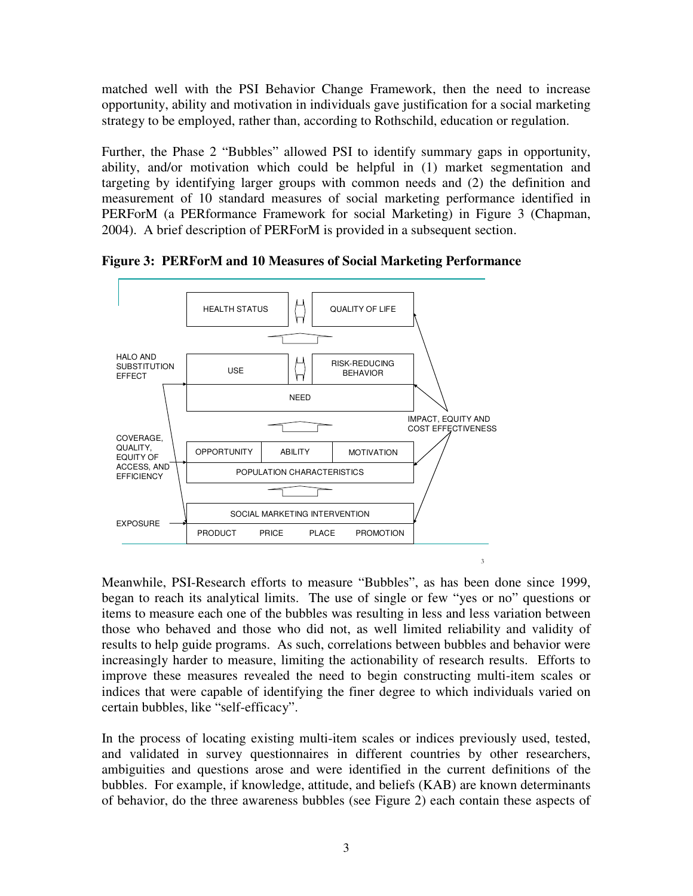matched well with the PSI Behavior Change Framework, then the need to increase opportunity, ability and motivation in individuals gave justification for a social marketing strategy to be employed, rather than, according to Rothschild, education or regulation.

Further, the Phase 2 "Bubbles" allowed PSI to identify summary gaps in opportunity, ability, and/or motivation which could be helpful in (1) market segmentation and targeting by identifying larger groups with common needs and (2) the definition and measurement of 10 standard measures of social marketing performance identified in PERForM (a PERformance Framework for social Marketing) in Figure 3 (Chapman, 2004). A brief description of PERForM is provided in a subsequent section.

**Figure 3: PERForM and 10 Measures of Social Marketing Performance**

HEALTH STATUS ⟺ QUALITY OF LIFE

↑

HALO AND SUBSTITUTION EFFECT → USE ⟺ RISK-REDUCING BEHAVIOR

NEED

↑

IMPACT, EQUITY AND COST EFFECTIVENESS

COVERAGE, QUALITY, EQUITY OF ACCESS, AND EFFICIENCY → OPPORTUNITY | ABILITY | MOTIVATION

POPULATION CHARACTERISTICS

↑

EXPOSURE → SOCIAL MARKETING INTERVENTION

PRODUCT | PRICE | PLACE | PROMOTION

Meanwhile, PSI-Research efforts to measure "Bubbles", as has been done since 1999, began to reach its analytical limits. The use of single or few "yes or no" questions or items to measure each one of the bubbles was resulting in less and less variation between those who behaved and those who did not, as well limited reliability and validity of results to help guide programs. As such, correlations between bubbles and behavior were increasingly harder to measure, limiting the actionability of research results. Efforts to improve these measures revealed the need to begin constructing multi-item scales or indices that were capable of identifying the finer degree to which individuals varied on certain bubbles, like "self-efficacy".

In the process of locating existing multi-item scales or indices previously used, tested, and validated in survey questionnaires in different countries by other researchers, ambiguities and questions arose and were identified in the current definitions of the bubbles. For example, if knowledge, attitude, and beliefs (KAB) are known determinants of behavior, do the three awareness bubbles (see Figure 2) each contain these aspects of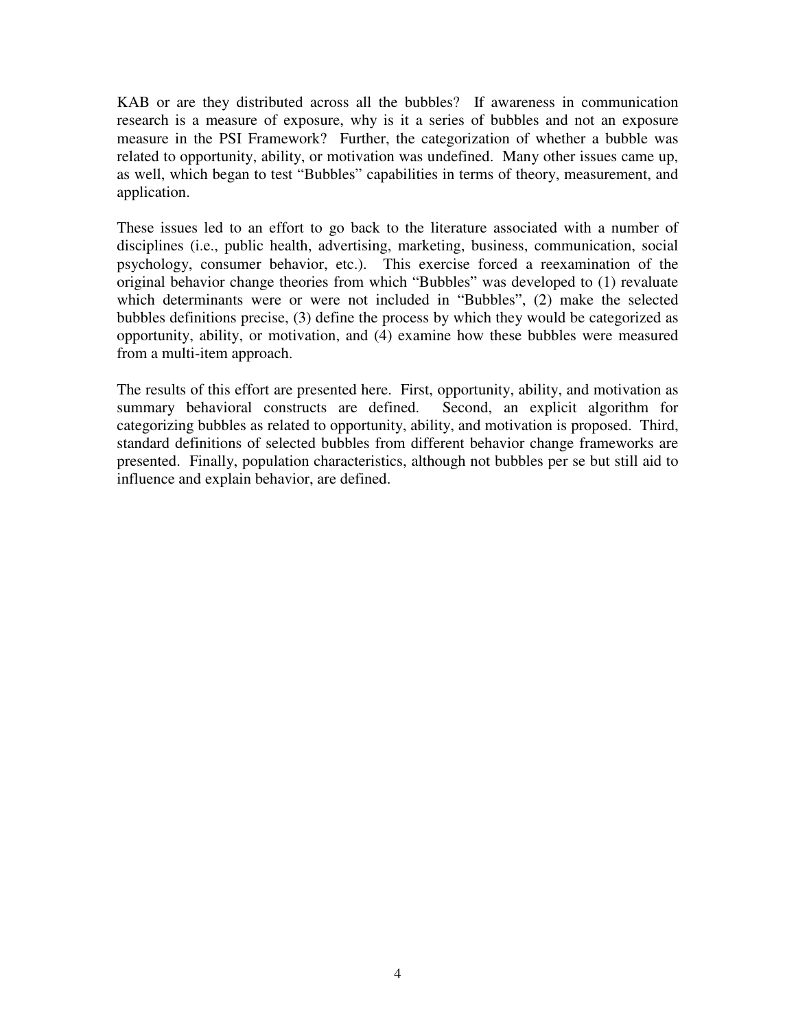KAB or are they distributed across all the bubbles? If awareness in communication research is a measure of exposure, why is it a series of bubbles and not an exposure measure in the PSI Framework? Further, the categorization of whether a bubble was related to opportunity, ability, or motivation was undefined. Many other issues came up, as well, which began to test "Bubbles" capabilities in terms of theory, measurement, and application.

These issues led to an effort to go back to the literature associated with a number of disciplines (i.e., public health, advertising, marketing, business, communication, social psychology, consumer behavior, etc.). This exercise forced a reexamination of the original behavior change theories from which "Bubbles" was developed to (1) revaluate which determinants were or were not included in "Bubbles", (2) make the selected bubbles definitions precise, (3) define the process by which they would be categorized as opportunity, ability, or motivation, and (4) examine how these bubbles were measured from a multi-item approach.

The results of this effort are presented here. First, opportunity, ability, and motivation as summary behavioral constructs are defined. Second, an explicit algorithm for categorizing bubbles as related to opportunity, ability, and motivation is proposed. Third, standard definitions of selected bubbles from different behavior change frameworks are presented. Finally, population characteristics, although not bubbles per se but still aid to influence and explain behavior, are defined.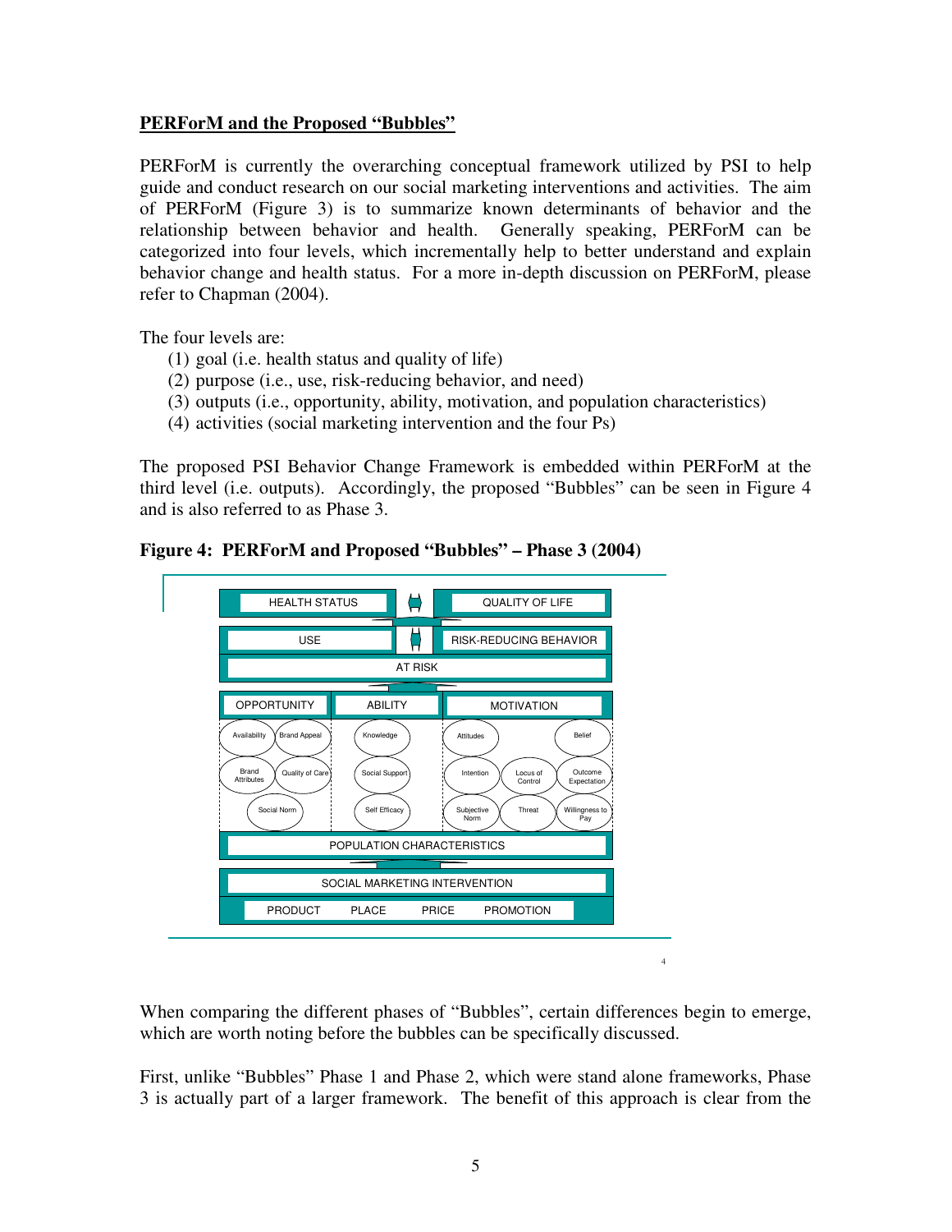**PERForM and the Proposed "Bubbles"**

PERForM is currently the overarching conceptual framework utilized by PSI to help guide and conduct research on our social marketing interventions and activities. The aim of PERForM (Figure 3) is to summarize known determinants of behavior and the relationship between behavior and health. Generally speaking, PERForM can be categorized into four levels, which incrementally help to better understand and explain behavior change and health status. For a more in-depth discussion on PERForM, please refer to Chapman (2004).

The four levels are:

1. goal (i.e. health status and quality of life)
2. purpose (i.e., use, risk-reducing behavior, and need)
3. outputs (i.e., opportunity, ability, motivation, and population characteristics)
4. activities (social marketing intervention and the four Ps)

The proposed PSI Behavior Change Framework is embedded within PERForM at the third level (i.e. outputs). Accordingly, the proposed "Bubbles" can be seen in Figure 4 and is also referred to as Phase 3.

**Figure 4: PERForM and Proposed "Bubbles" – Phase 3 (2004)**

HEALTH STATUS ⟷ QUALITY OF LIFE

USE ⟷ RISK-REDUCING BEHAVIOR

AT RISK

| OPPORTUNITY | ABILITY | MOTIVATION |
|---|---|---|
| Availability, Brand Appeal, Brand Attributes, Quality of Care, Social Norm | Knowledge, Social Support, Self Efficacy | Attitudes, Belief, Intention, Locus of Control, Outcome Expectation, Subjective Norm, Threat, Willingness to Pay |

POPULATION CHARACTERISTICS

SOCIAL MARKETING INTERVENTION

PRODUCT PLACE PRICE PROMOTION

When comparing the different phases of "Bubbles", certain differences begin to emerge, which are worth noting before the bubbles can be specifically discussed.

First, unlike "Bubbles" Phase 1 and Phase 2, which were stand alone frameworks, Phase 3 is actually part of a larger framework. The benefit of this approach is clear from the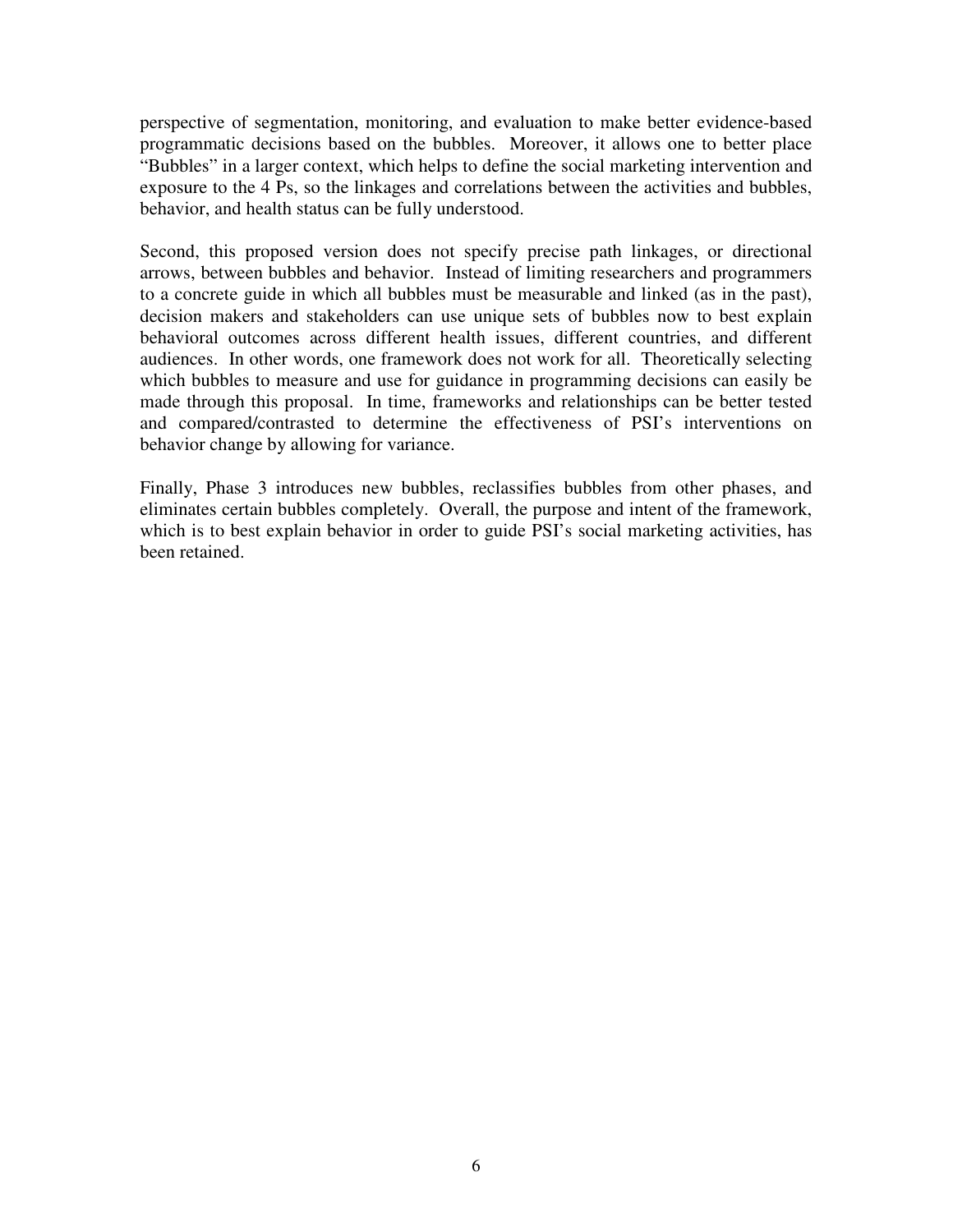perspective of segmentation, monitoring, and evaluation to make better evidence-based programmatic decisions based on the bubbles. Moreover, it allows one to better place "Bubbles" in a larger context, which helps to define the social marketing intervention and exposure to the 4 Ps, so the linkages and correlations between the activities and bubbles, behavior, and health status can be fully understood.

Second, this proposed version does not specify precise path linkages, or directional arrows, between bubbles and behavior. Instead of limiting researchers and programmers to a concrete guide in which all bubbles must be measurable and linked (as in the past), decision makers and stakeholders can use unique sets of bubbles now to best explain behavioral outcomes across different health issues, different countries, and different audiences. In other words, one framework does not work for all. Theoretically selecting which bubbles to measure and use for guidance in programming decisions can easily be made through this proposal. In time, frameworks and relationships can be better tested and compared/contrasted to determine the effectiveness of PSI's interventions on behavior change by allowing for variance.

Finally, Phase 3 introduces new bubbles, reclassifies bubbles from other phases, and eliminates certain bubbles completely. Overall, the purpose and intent of the framework, which is to best explain behavior in order to guide PSI's social marketing activities, has been retained.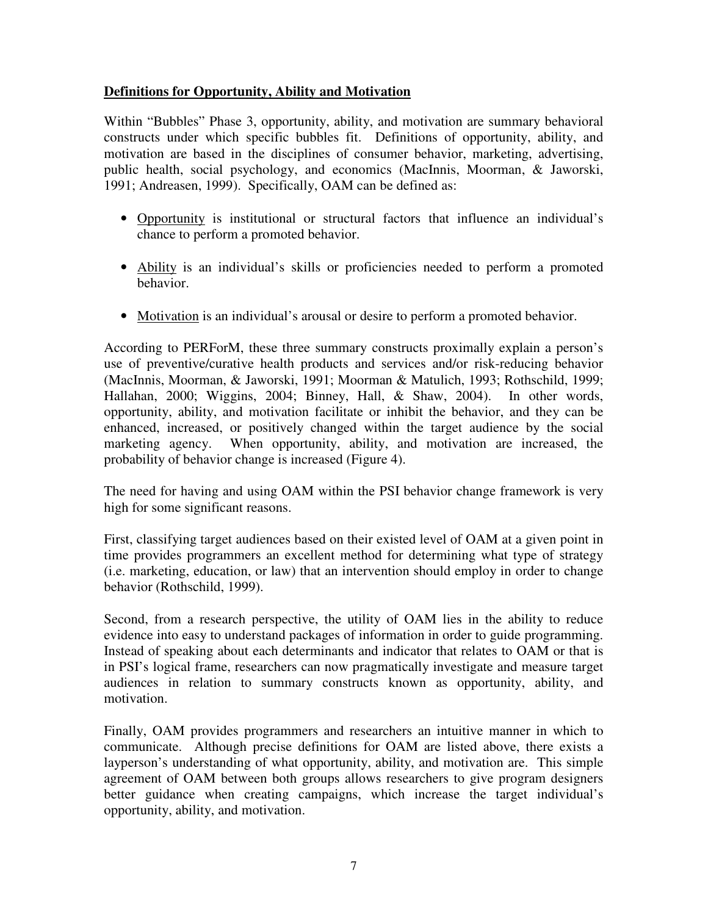**Definitions for Opportunity, Ability and Motivation**

Within "Bubbles" Phase 3, opportunity, ability, and motivation are summary behavioral constructs under which specific bubbles fit. Definitions of opportunity, ability, and motivation are based in the disciplines of consumer behavior, marketing, advertising, public health, social psychology, and economics (MacInnis, Moorman, & Jaworski, 1991; Andreasen, 1999). Specifically, OAM can be defined as:

- Opportunity is institutional or structural factors that influence an individual's chance to perform a promoted behavior.
- Ability is an individual's skills or proficiencies needed to perform a promoted behavior.
- Motivation is an individual's arousal or desire to perform a promoted behavior.

According to PERForM, these three summary constructs proximally explain a person's use of preventive/curative health products and services and/or risk-reducing behavior (MacInnis, Moorman, & Jaworski, 1991; Moorman & Matulich, 1993; Rothschild, 1999; Hallahan, 2000; Wiggins, 2004; Binney, Hall, & Shaw, 2004). In other words, opportunity, ability, and motivation facilitate or inhibit the behavior, and they can be enhanced, increased, or positively changed within the target audience by the social marketing agency. When opportunity, ability, and motivation are increased, the probability of behavior change is increased (Figure 4).

The need for having and using OAM within the PSI behavior change framework is very high for some significant reasons.

First, classifying target audiences based on their existed level of OAM at a given point in time provides programmers an excellent method for determining what type of strategy (i.e. marketing, education, or law) that an intervention should employ in order to change behavior (Rothschild, 1999).

Second, from a research perspective, the utility of OAM lies in the ability to reduce evidence into easy to understand packages of information in order to guide programming. Instead of speaking about each determinants and indicator that relates to OAM or that is in PSI's logical frame, researchers can now pragmatically investigate and measure target audiences in relation to summary constructs known as opportunity, ability, and motivation.

Finally, OAM provides programmers and researchers an intuitive manner in which to communicate. Although precise definitions for OAM are listed above, there exists a layperson's understanding of what opportunity, ability, and motivation are. This simple agreement of OAM between both groups allows researchers to give program designers better guidance when creating campaigns, which increase the target individual's opportunity, ability, and motivation.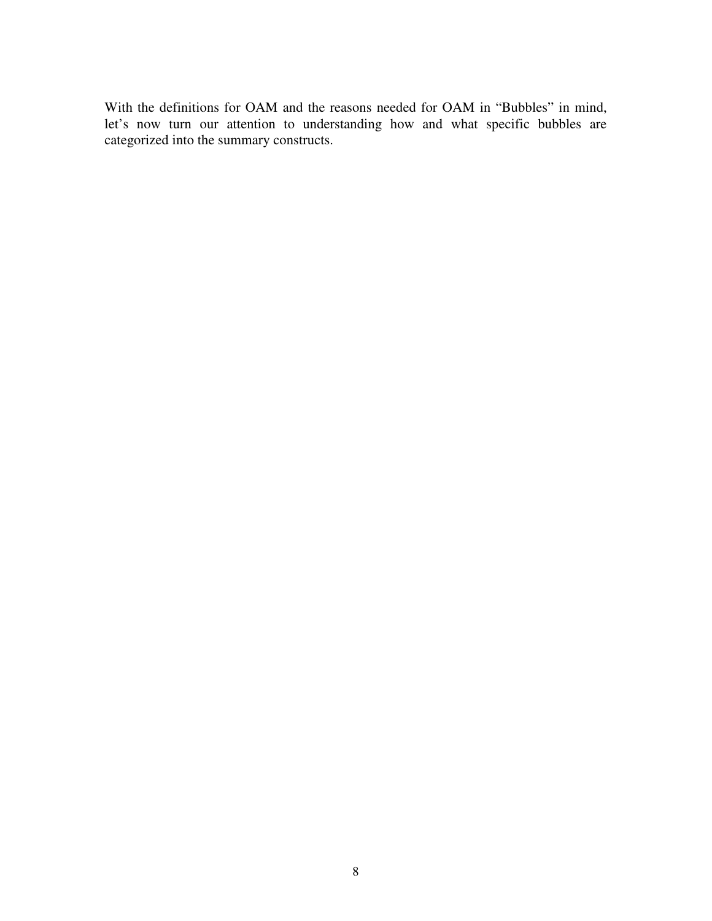With the definitions for OAM and the reasons needed for OAM in "Bubbles" in mind, let's now turn our attention to understanding how and what specific bubbles are categorized into the summary constructs.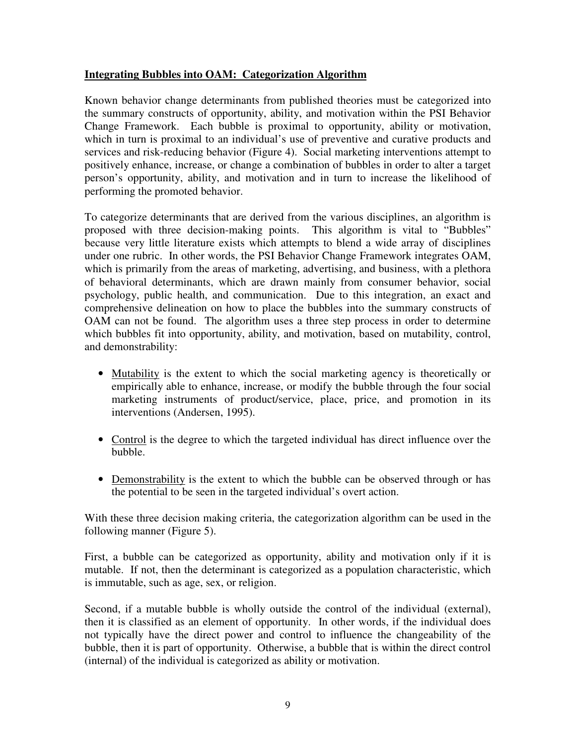**<u>Integrating Bubbles into OAM: Categorization Algorithm</u>**

Known behavior change determinants from published theories must be categorized into the summary constructs of opportunity, ability, and motivation within the PSI Behavior Change Framework. Each bubble is proximal to opportunity, ability or motivation, which in turn is proximal to an individual's use of preventive and curative products and services and risk-reducing behavior (Figure 4). Social marketing interventions attempt to positively enhance, increase, or change a combination of bubbles in order to alter a target person's opportunity, ability, and motivation and in turn to increase the likelihood of performing the promoted behavior.

To categorize determinants that are derived from the various disciplines, an algorithm is proposed with three decision-making points. This algorithm is vital to "Bubbles" because very little literature exists which attempts to blend a wide array of disciplines under one rubric. In other words, the PSI Behavior Change Framework integrates OAM, which is primarily from the areas of marketing, advertising, and business, with a plethora of behavioral determinants, which are drawn mainly from consumer behavior, social psychology, public health, and communication. Due to this integration, an exact and comprehensive delineation on how to place the bubbles into the summary constructs of OAM can not be found. The algorithm uses a three step process in order to determine which bubbles fit into opportunity, ability, and motivation, based on mutability, control, and demonstrability:

- <u>Mutability</u> is the extent to which the social marketing agency is theoretically or empirically able to enhance, increase, or modify the bubble through the four social marketing instruments of product/service, place, price, and promotion in its interventions (Andersen, 1995).
- <u>Control</u> is the degree to which the targeted individual has direct influence over the bubble.
- <u>Demonstrability</u> is the extent to which the bubble can be observed through or has the potential to be seen in the targeted individual's overt action.

With these three decision making criteria, the categorization algorithm can be used in the following manner (Figure 5).

First, a bubble can be categorized as opportunity, ability and motivation only if it is mutable. If not, then the determinant is categorized as a population characteristic, which is immutable, such as age, sex, or religion.

Second, if a mutable bubble is wholly outside the control of the individual (external), then it is classified as an element of opportunity. In other words, if the individual does not typically have the direct power and control to influence the changeability of the bubble, then it is part of opportunity. Otherwise, a bubble that is within the direct control (internal) of the individual is categorized as ability or motivation.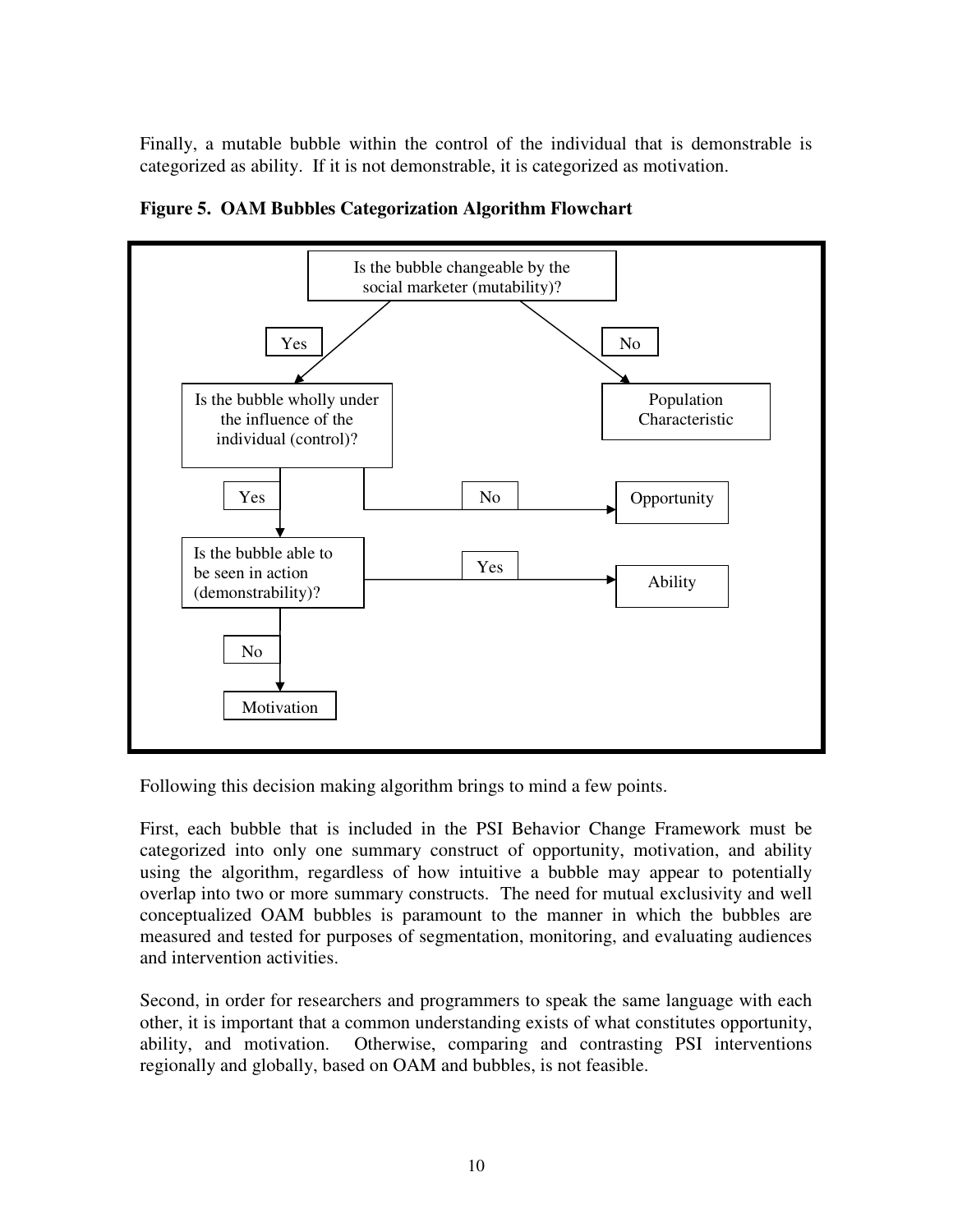Finally, a mutable bubble within the control of the individual that is demonstrable is categorized as ability. If it is not demonstrable, it is categorized as motivation.

**Figure 5. OAM Bubbles Categorization Algorithm Flowchart**

Is the bubble changeable by the social marketer (mutability)?

Yes

No

Is the bubble wholly under the influence of the individual (control)?

Population Characteristic

Yes

No

Opportunity

Is the bubble able to be seen in action (demonstrability)?

Yes

Ability

No

Motivation

Following this decision making algorithm brings to mind a few points.

First, each bubble that is included in the PSI Behavior Change Framework must be categorized into only one summary construct of opportunity, motivation, and ability using the algorithm, regardless of how intuitive a bubble may appear to potentially overlap into two or more summary constructs. The need for mutual exclusivity and well conceptualized OAM bubbles is paramount to the manner in which the bubbles are measured and tested for purposes of segmentation, monitoring, and evaluating audiences and intervention activities.

Second, in order for researchers and programmers to speak the same language with each other, it is important that a common understanding exists of what constitutes opportunity, ability, and motivation. Otherwise, comparing and contrasting PSI interventions regionally and globally, based on OAM and bubbles, is not feasible.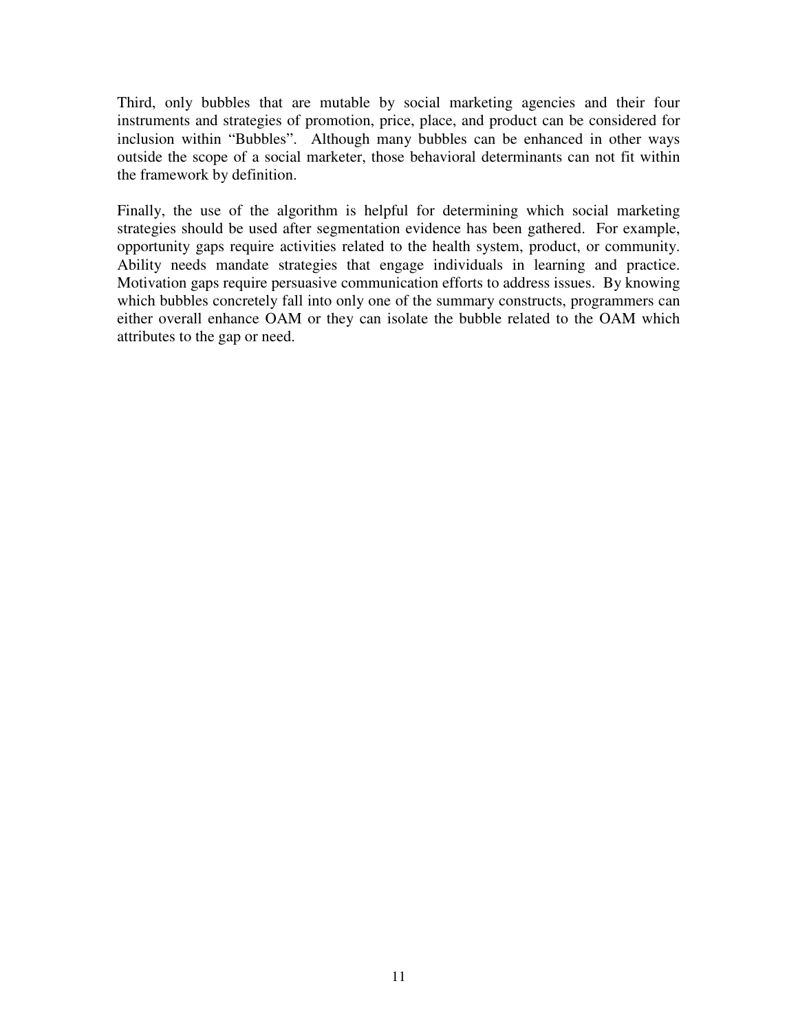Third, only bubbles that are mutable by social marketing agencies and their four instruments and strategies of promotion, price, place, and product can be considered for inclusion within "Bubbles". Although many bubbles can be enhanced in other ways outside the scope of a social marketer, those behavioral determinants can not fit within the framework by definition.

Finally, the use of the algorithm is helpful for determining which social marketing strategies should be used after segmentation evidence has been gathered. For example, opportunity gaps require activities related to the health system, product, or community. Ability needs mandate strategies that engage individuals in learning and practice. Motivation gaps require persuasive communication efforts to address issues. By knowing which bubbles concretely fall into only one of the summary constructs, programmers can either overall enhance OAM or they can isolate the bubble related to the OAM which attributes to the gap or need.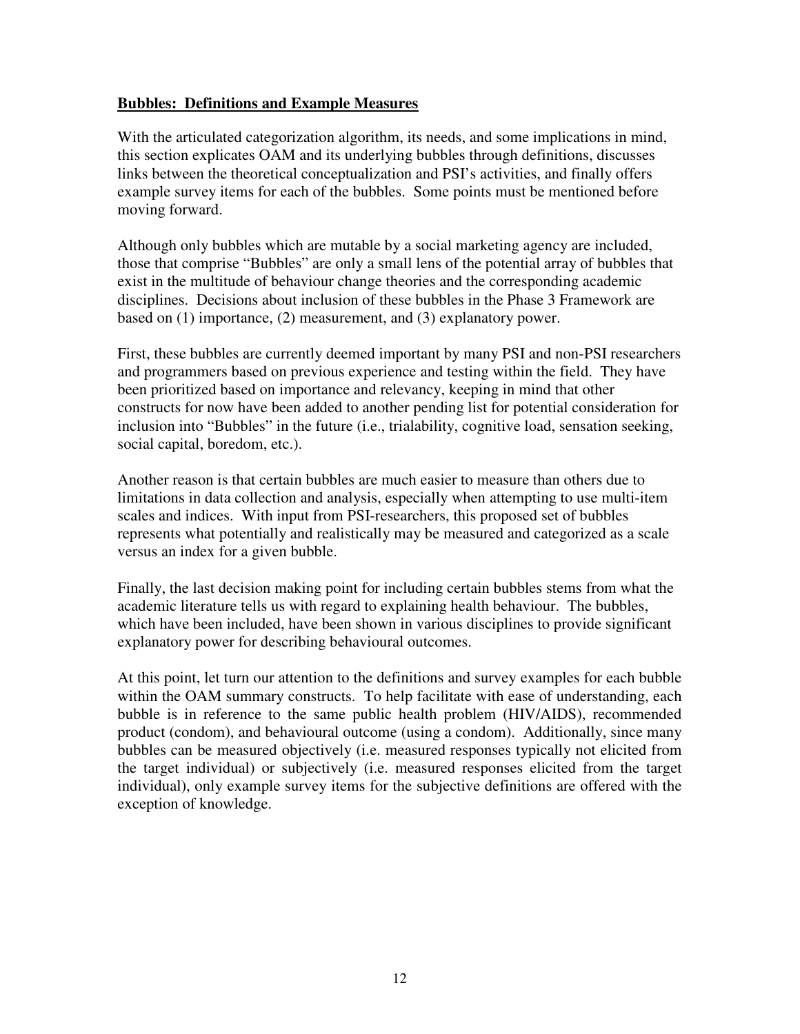## Bubbles: Definitions and Example Measures

With the articulated categorization algorithm, its needs, and some implications in mind, this section explicates OAM and its underlying bubbles through definitions, discusses links between the theoretical conceptualization and PSI's activities, and finally offers example survey items for each of the bubbles. Some points must be mentioned before moving forward.

Although only bubbles which are mutable by a social marketing agency are included, those that comprise "Bubbles" are only a small lens of the potential array of bubbles that exist in the multitude of behaviour change theories and the corresponding academic disciplines. Decisions about inclusion of these bubbles in the Phase 3 Framework are based on (1) importance, (2) measurement, and (3) explanatory power.

First, these bubbles are currently deemed important by many PSI and non-PSI researchers and programmers based on previous experience and testing within the field. They have been prioritized based on importance and relevancy, keeping in mind that other constructs for now have been added to another pending list for potential consideration for inclusion into "Bubbles" in the future (i.e., trialability, cognitive load, sensation seeking, social capital, boredom, etc.).

Another reason is that certain bubbles are much easier to measure than others due to limitations in data collection and analysis, especially when attempting to use multi-item scales and indices. With input from PSI-researchers, this proposed set of bubbles represents what potentially and realistically may be measured and categorized as a scale versus an index for a given bubble.

Finally, the last decision making point for including certain bubbles stems from what the academic literature tells us with regard to explaining health behaviour. The bubbles, which have been included, have been shown in various disciplines to provide significant explanatory power for describing behavioural outcomes.

At this point, let turn our attention to the definitions and survey examples for each bubble within the OAM summary constructs. To help facilitate with ease of understanding, each bubble is in reference to the same public health problem (HIV/AIDS), recommended product (condom), and behavioural outcome (using a condom). Additionally, since many bubbles can be measured objectively (i.e. measured responses typically not elicited from the target individual) or subjectively (i.e. measured responses elicited from the target individual), only example survey items for the subjective definitions are offered with the exception of knowledge.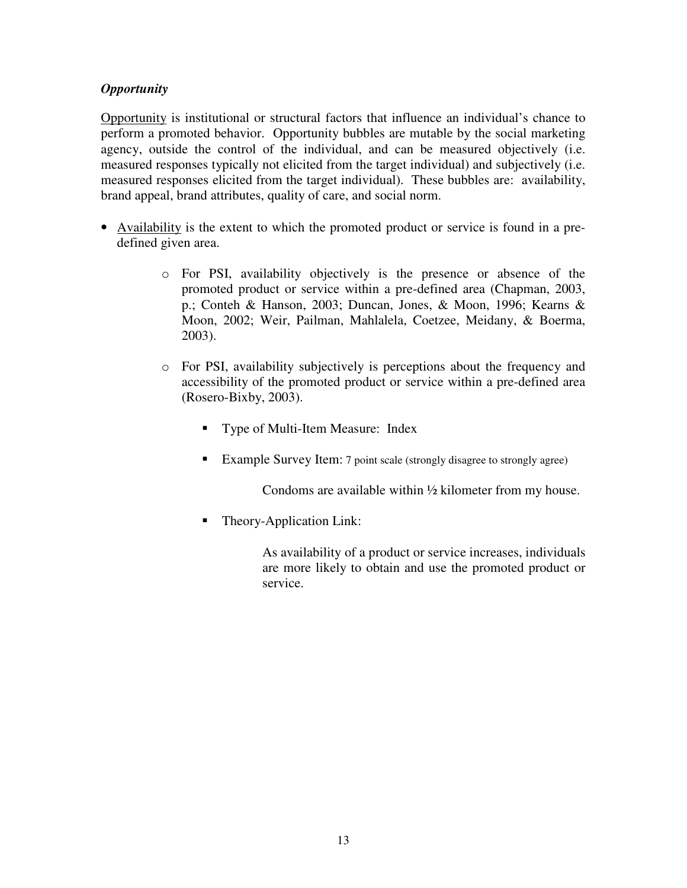***Opportunity***

Opportunity is institutional or structural factors that influence an individual's chance to perform a promoted behavior. Opportunity bubbles are mutable by the social marketing agency, outside the control of the individual, and can be measured objectively (i.e. measured responses typically not elicited from the target individual) and subjectively (i.e. measured responses elicited from the target individual). These bubbles are: availability, brand appeal, brand attributes, quality of care, and social norm.

- Availability is the extent to which the promoted product or service is found in a pre-defined given area.
  - For PSI, availability objectively is the presence or absence of the promoted product or service within a pre-defined area (Chapman, 2003, p.; Conteh & Hanson, 2003; Duncan, Jones, & Moon, 1996; Kearns & Moon, 2002; Weir, Pailman, Mahlalela, Coetzee, Meidany, & Boerma, 2003).
  - For PSI, availability subjectively is perceptions about the frequency and accessibility of the promoted product or service within a pre-defined area (Rosero-Bixby, 2003).
    - Type of Multi-Item Measure: Index
    - Example Survey Item: 7 point scale (strongly disagree to strongly agree)

      Condoms are available within ½ kilometer from my house.

    - Theory-Application Link:

      As availability of a product or service increases, individuals are more likely to obtain and use the promoted product or service.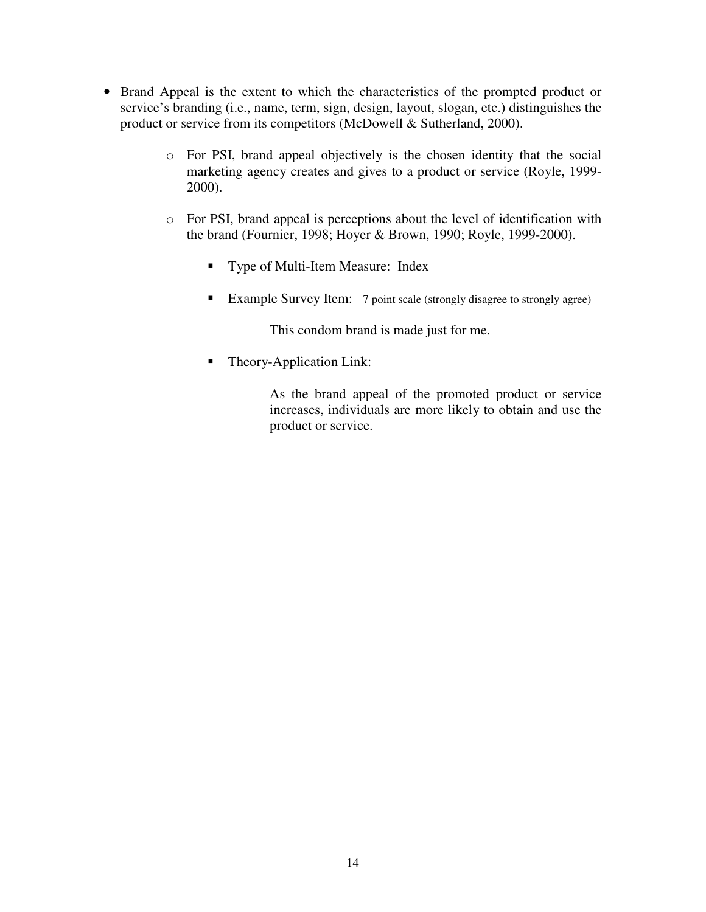- Brand Appeal is the extent to which the characteristics of the prompted product or service's branding (i.e., name, term, sign, design, layout, slogan, etc.) distinguishes the product or service from its competitors (McDowell & Sutherland, 2000).
    - For PSI, brand appeal objectively is the chosen identity that the social marketing agency creates and gives to a product or service (Royle, 1999-2000).
    - For PSI, brand appeal is perceptions about the level of identification with the brand (Fournier, 1998; Hoyer & Brown, 1990; Royle, 1999-2000).
        - Type of Multi-Item Measure: Index
        - Example Survey Item: 7 point scale (strongly disagree to strongly agree)

          This condom brand is made just for me.

        - Theory-Application Link:

          As the brand appeal of the promoted product or service increases, individuals are more likely to obtain and use the product or service.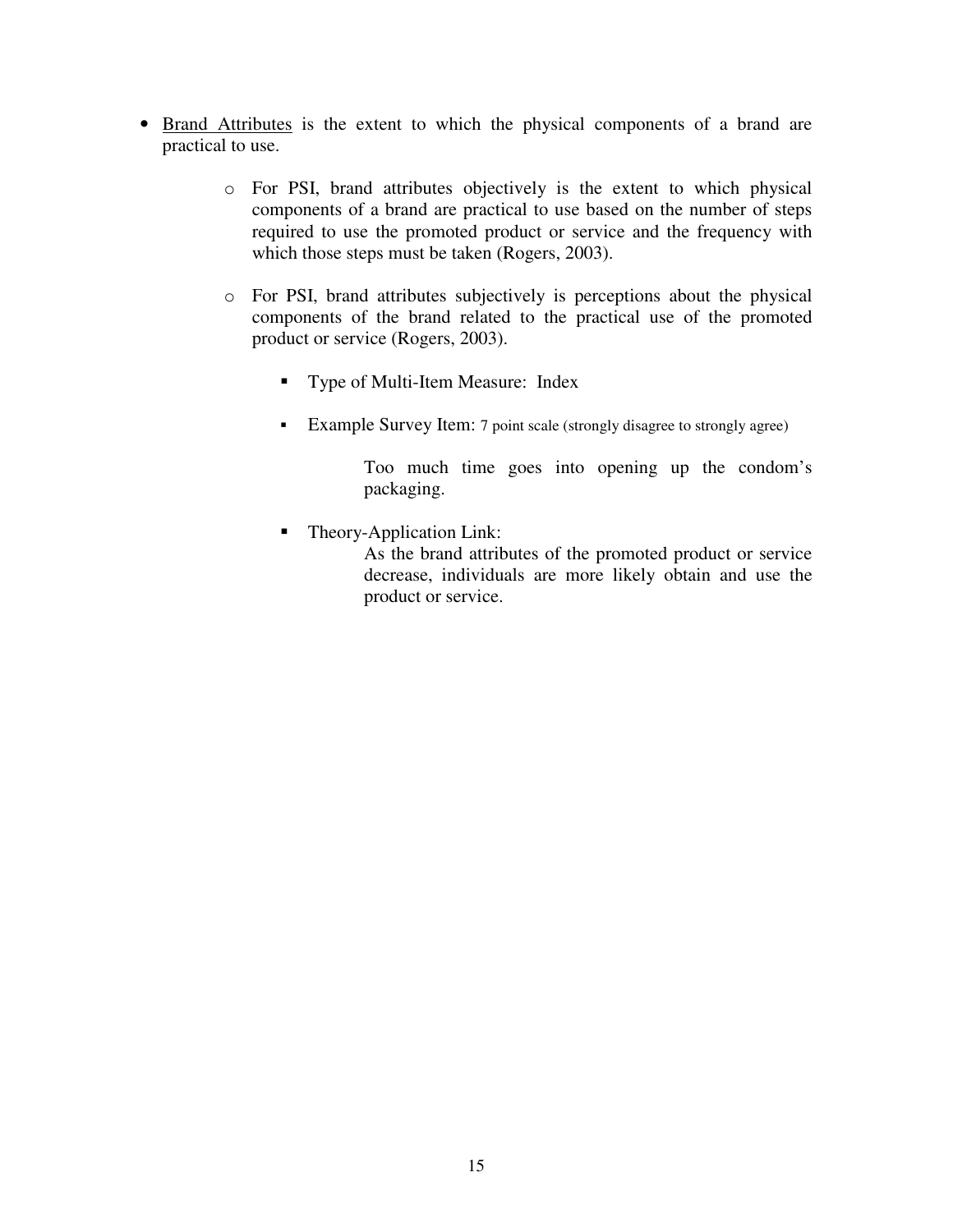- <u>Brand Attributes</u> is the extent to which the physical components of a brand are practical to use.

    - For PSI, brand attributes objectively is the extent to which physical components of a brand are practical to use based on the number of steps required to use the promoted product or service and the frequency with which those steps must be taken (Rogers, 2003).

    - For PSI, brand attributes subjectively is perceptions about the physical components of the brand related to the practical use of the promoted product or service (Rogers, 2003).

        - Type of Multi-Item Measure: Index

        - Example Survey Item: 7 point scale (strongly disagree to strongly agree)

            Too much time goes into opening up the condom's packaging.

        - Theory-Application Link:

            As the brand attributes of the promoted product or service decrease, individuals are more likely obtain and use the product or service.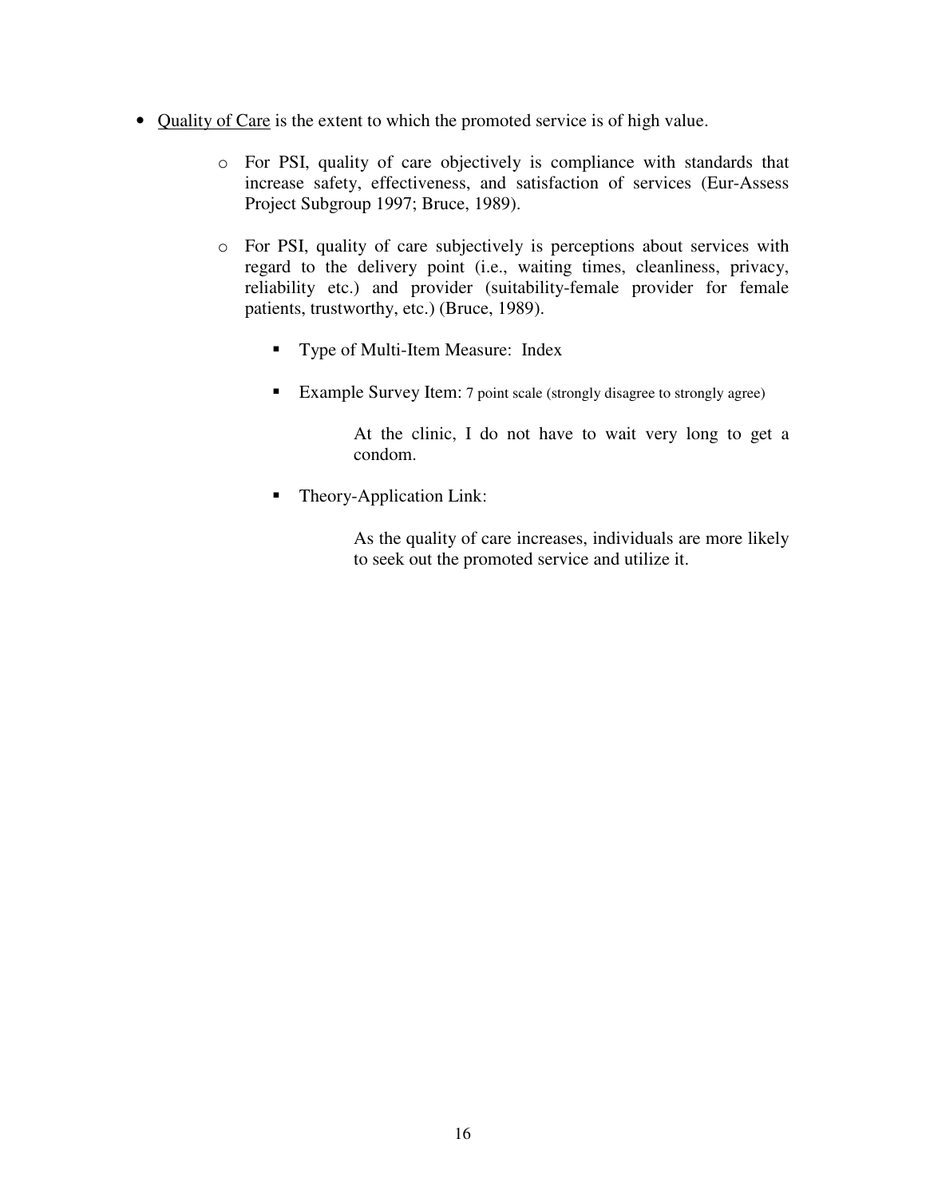- <u>Quality of Care</u> is the extent to which the promoted service is of high value.
  - For PSI, quality of care objectively is compliance with standards that increase safety, effectiveness, and satisfaction of services (Eur-Assess Project Subgroup 1997; Bruce, 1989).
  - For PSI, quality of care subjectively is perceptions about services with regard to the delivery point (i.e., waiting times, cleanliness, privacy, reliability etc.) and provider (suitability-female provider for female patients, trustworthy, etc.) (Bruce, 1989).
    - Type of Multi-Item Measure: Index
    - Example Survey Item: 7 point scale (strongly disagree to strongly agree)

      At the clinic, I do not have to wait very long to get a condom.

    - Theory-Application Link:

      As the quality of care increases, individuals are more likely to seek out the promoted service and utilize it.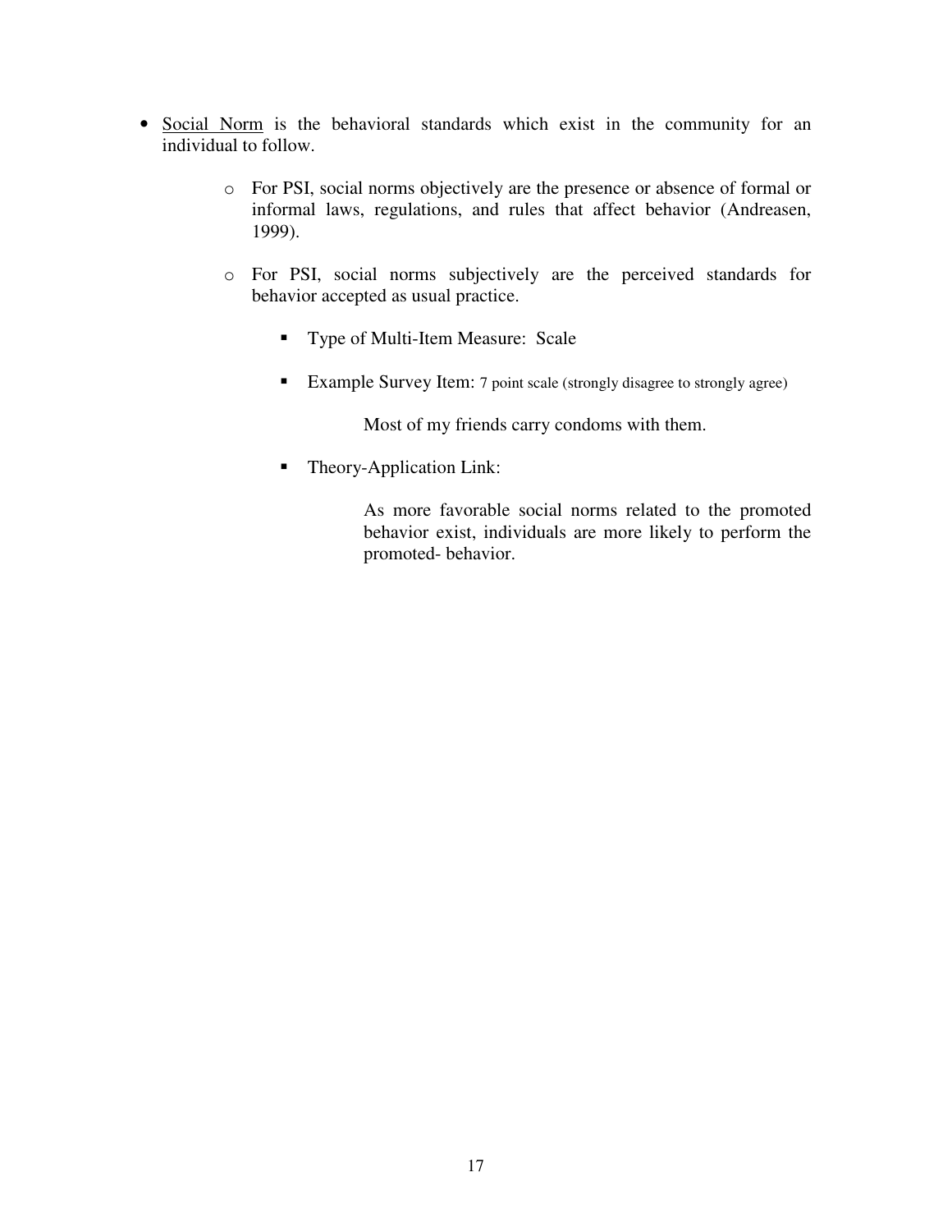- <u>Social Norm</u> is the behavioral standards which exist in the community for an individual to follow.

    - For PSI, social norms objectively are the presence or absence of formal or informal laws, regulations, and rules that affect behavior (Andreasen, 1999).

    - For PSI, social norms subjectively are the perceived standards for behavior accepted as usual practice.

        - Type of Multi-Item Measure: Scale

        - Example Survey Item: 7 point scale (strongly disagree to strongly agree)

          Most of my friends carry condoms with them.

        - Theory-Application Link:

          As more favorable social norms related to the promoted behavior exist, individuals are more likely to perform the promoted- behavior.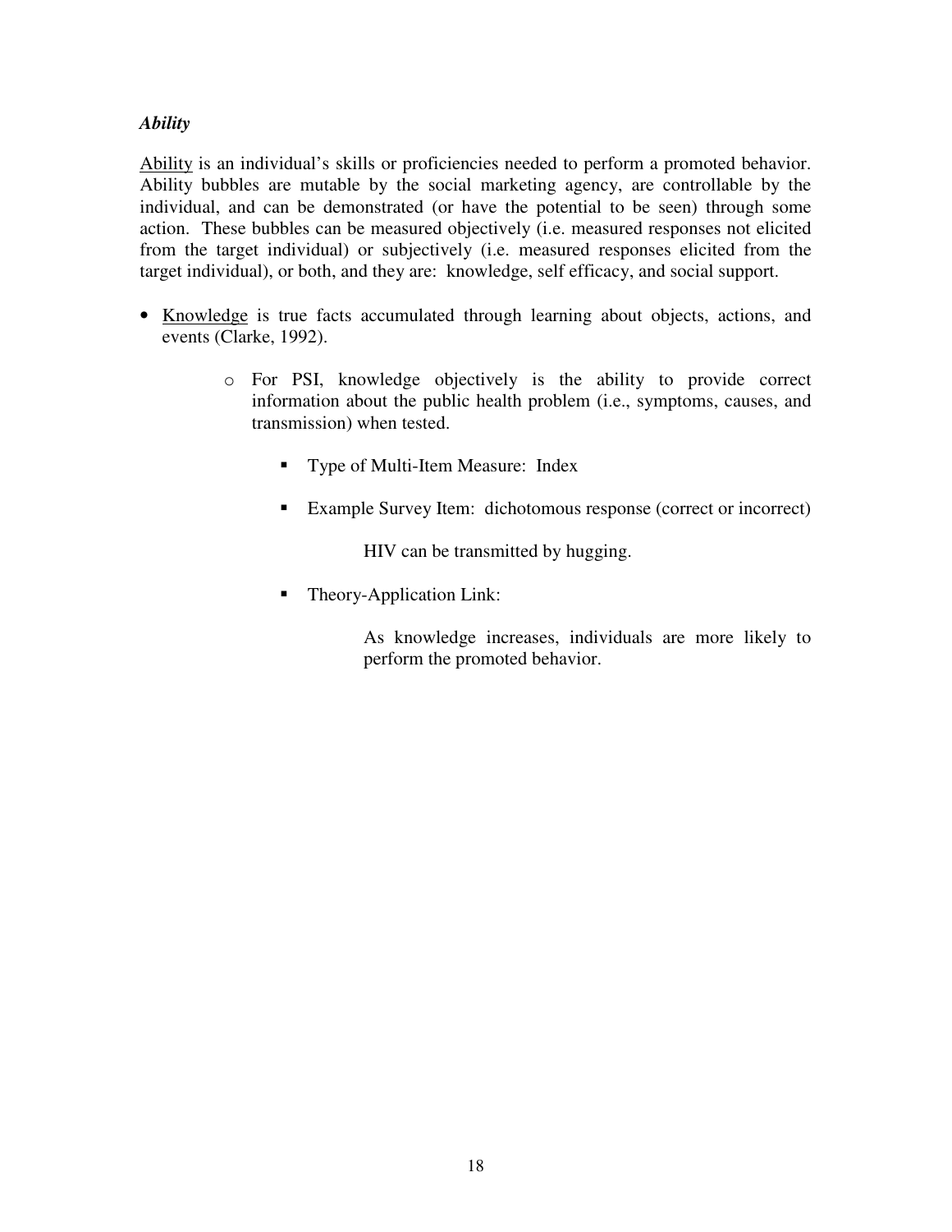***Ability***

Ability is an individual's skills or proficiencies needed to perform a promoted behavior. Ability bubbles are mutable by the social marketing agency, are controllable by the individual, and can be demonstrated (or have the potential to be seen) through some action. These bubbles can be measured objectively (i.e. measured responses not elicited from the target individual) or subjectively (i.e. measured responses elicited from the target individual), or both, and they are: knowledge, self efficacy, and social support.

- Knowledge is true facts accumulated through learning about objects, actions, and events (Clarke, 1992).
  - For PSI, knowledge objectively is the ability to provide correct information about the public health problem (i.e., symptoms, causes, and transmission) when tested.
    - Type of Multi-Item Measure: Index
    - Example Survey Item: dichotomous response (correct or incorrect)

      HIV can be transmitted by hugging.
    - Theory-Application Link:

      As knowledge increases, individuals are more likely to perform the promoted behavior.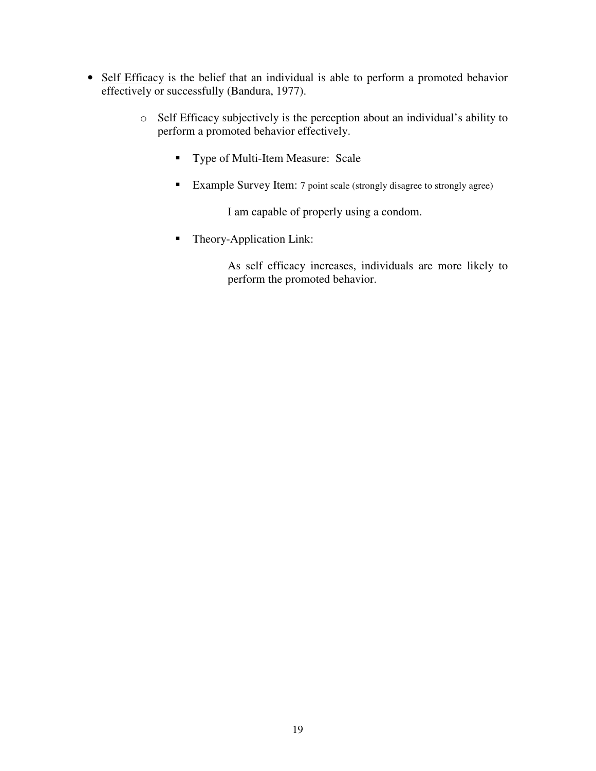- Self Efficacy is the belief that an individual is able to perform a promoted behavior effectively or successfully (Bandura, 1977).

    - Self Efficacy subjectively is the perception about an individual's ability to perform a promoted behavior effectively.

        - Type of Multi-Item Measure: Scale

        - Example Survey Item: 7 point scale (strongly disagree to strongly agree)

            I am capable of properly using a condom.

        - Theory-Application Link:

            As self efficacy increases, individuals are more likely to perform the promoted behavior.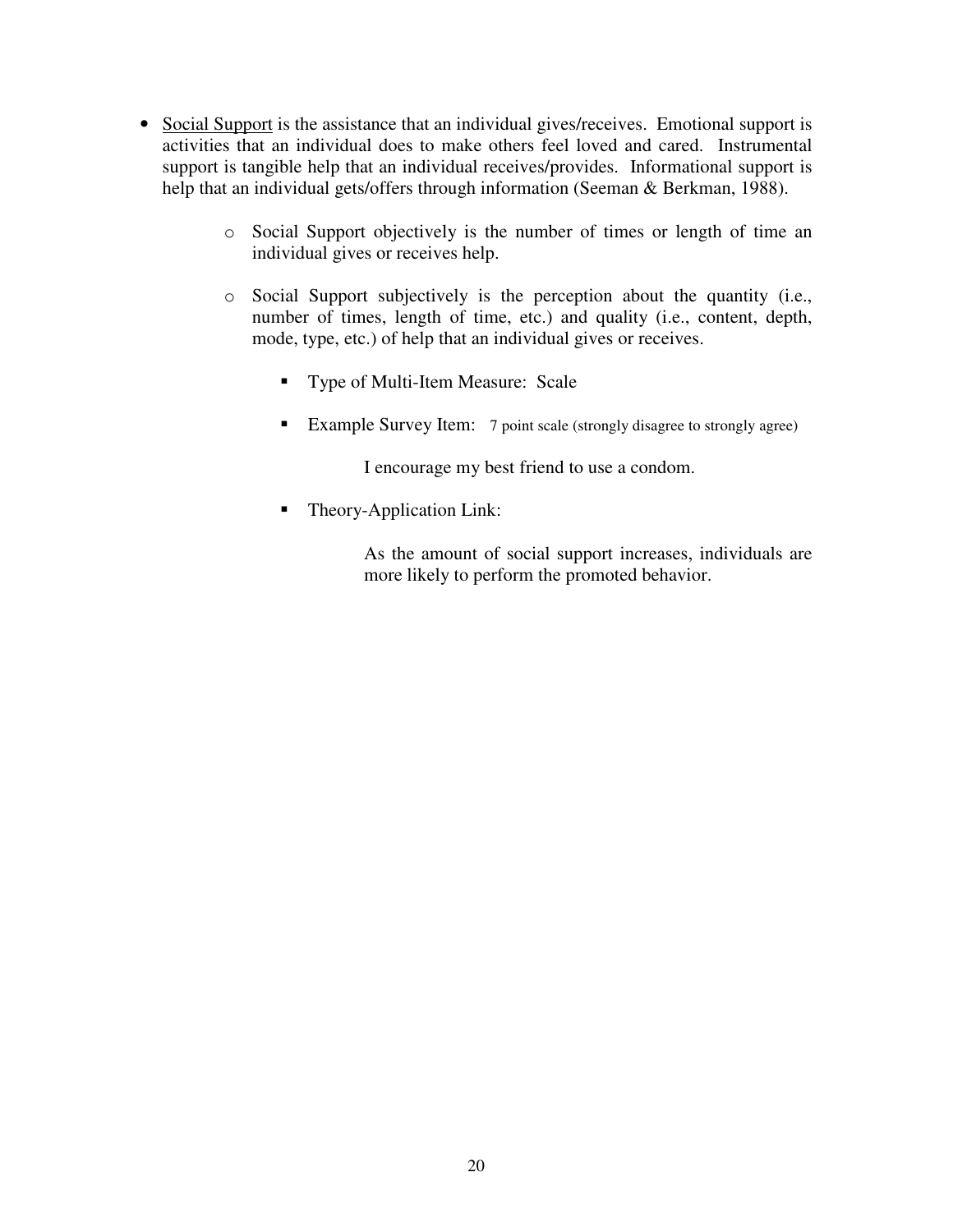- <u>Social Support</u> is the assistance that an individual gives/receives. Emotional support is activities that an individual does to make others feel loved and cared. Instrumental support is tangible help that an individual receives/provides. Informational support is help that an individual gets/offers through information (Seeman & Berkman, 1988).
  - Social Support objectively is the number of times or length of time an individual gives or receives help.
  - Social Support subjectively is the perception about the quantity (i.e., number of times, length of time, etc.) and quality (i.e., content, depth, mode, type, etc.) of help that an individual gives or receives.
    - Type of Multi-Item Measure: Scale
    - Example Survey Item: 7 point scale (strongly disagree to strongly agree)

      I encourage my best friend to use a condom.

    - Theory-Application Link:

      As the amount of social support increases, individuals are more likely to perform the promoted behavior.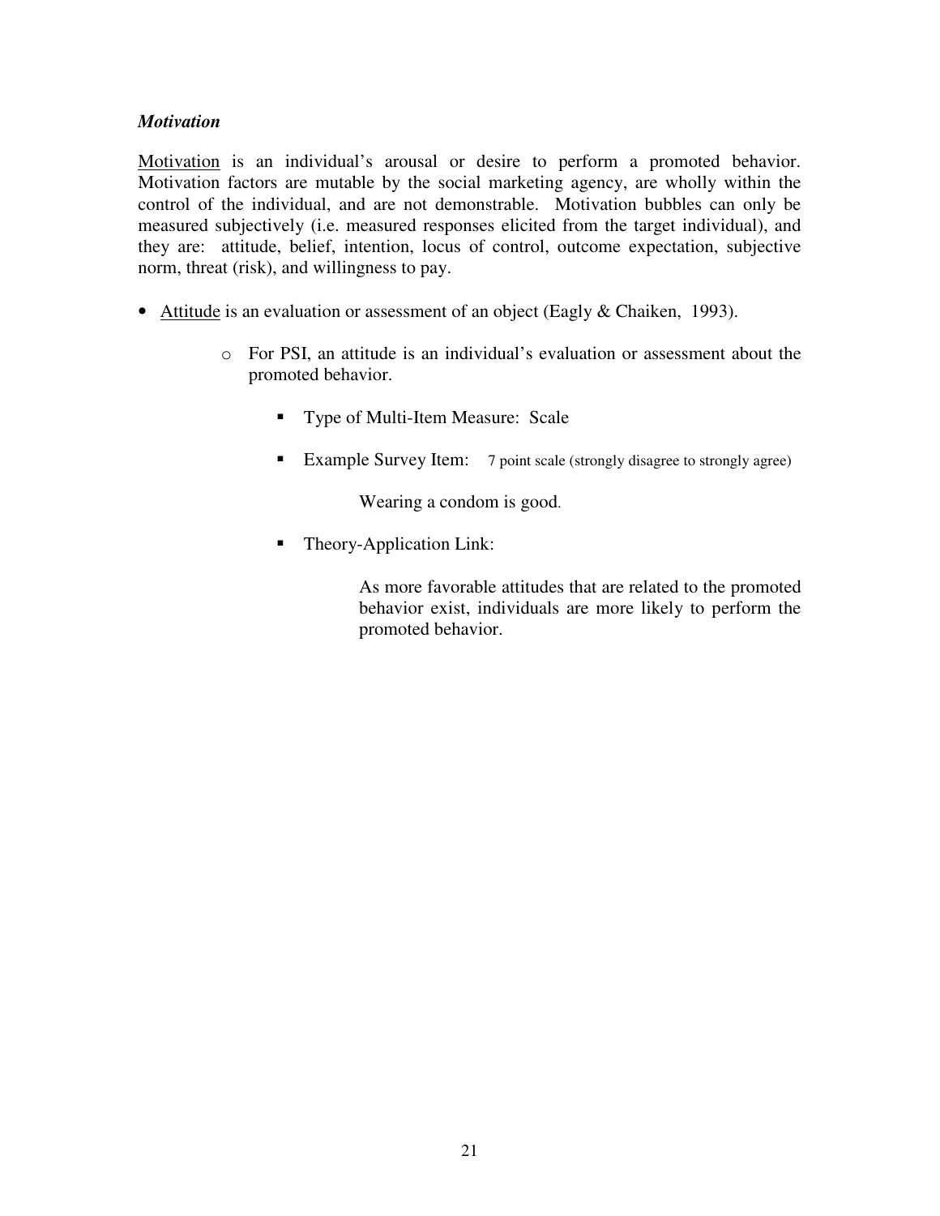### *Motivation*

Motivation is an individual's arousal or desire to perform a promoted behavior. Motivation factors are mutable by the social marketing agency, are wholly within the control of the individual, and are not demonstrable. Motivation bubbles can only be measured subjectively (i.e. measured responses elicited from the target individual), and they are: attitude, belief, intention, locus of control, outcome expectation, subjective norm, threat (risk), and willingness to pay.

- Attitude is an evaluation or assessment of an object (Eagly & Chaiken, 1993).
    - For PSI, an attitude is an individual's evaluation or assessment about the promoted behavior.
        - Type of Multi-Item Measure: Scale
        - Example Survey Item: 7 point scale (strongly disagree to strongly agree)

          Wearing a condom is good.
        - Theory-Application Link:

          As more favorable attitudes that are related to the promoted behavior exist, individuals are more likely to perform the promoted behavior.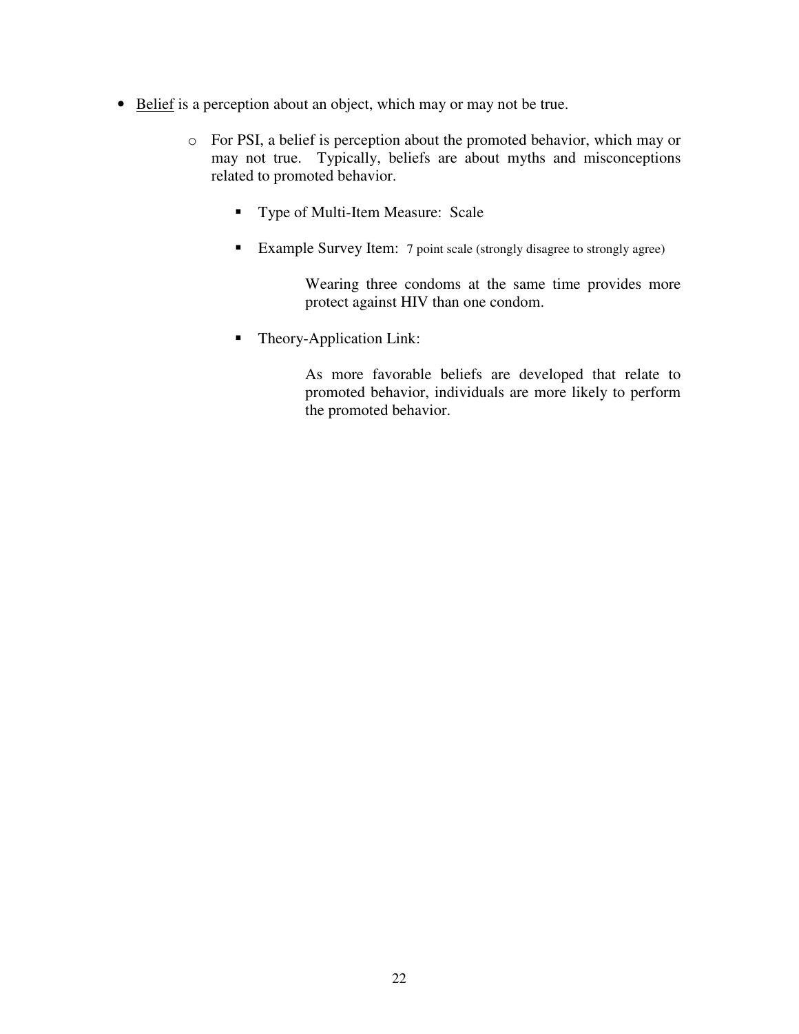- <u>Belief</u> is a perception about an object, which may or may not be true.

  - For PSI, a belief is perception about the promoted behavior, which may or may not true. Typically, beliefs are about myths and misconceptions related to promoted behavior.

    - Type of Multi-Item Measure: Scale

    - Example Survey Item: 7 point scale (strongly disagree to strongly agree)

      Wearing three condoms at the same time provides more protect against HIV than one condom.

    - Theory-Application Link:

      As more favorable beliefs are developed that relate to promoted behavior, individuals are more likely to perform the promoted behavior.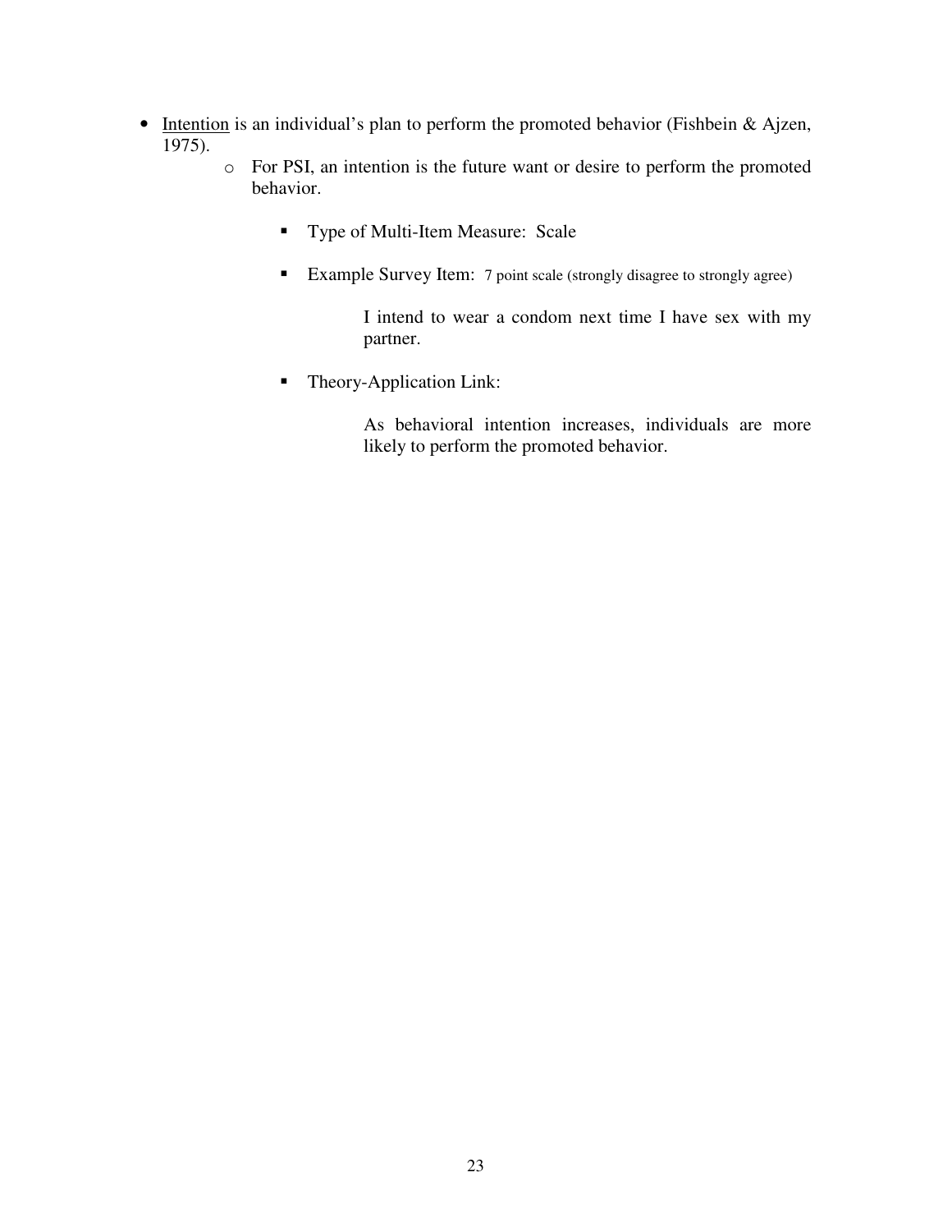- <u>Intention</u> is an individual's plan to perform the promoted behavior (Fishbein & Ajzen, 1975).
  - For PSI, an intention is the future want or desire to perform the promoted behavior.
    - Type of Multi-Item Measure: Scale
    - Example Survey Item: 7 point scale (strongly disagree to strongly agree)

      I intend to wear a condom next time I have sex with my partner.

    - Theory-Application Link:

      As behavioral intention increases, individuals are more likely to perform the promoted behavior.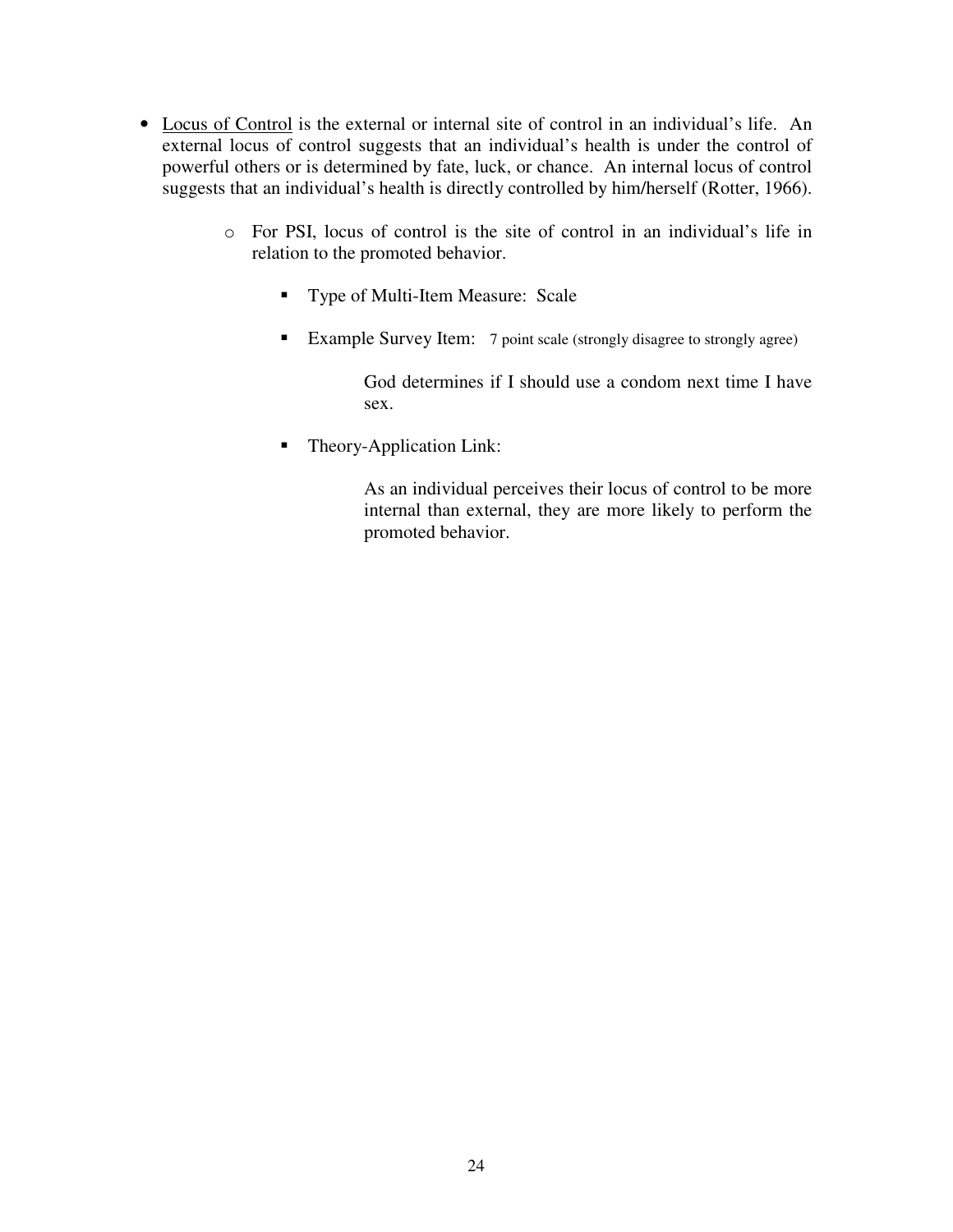- <u>Locus of Control</u> is the external or internal site of control in an individual's life. An external locus of control suggests that an individual's health is under the control of powerful others or is determined by fate, luck, or chance. An internal locus of control suggests that an individual's health is directly controlled by him/herself (Rotter, 1966).

  - For PSI, locus of control is the site of control in an individual's life in relation to the promoted behavior.

    - Type of Multi-Item Measure: Scale

    - Example Survey Item: 7 point scale (strongly disagree to strongly agree)

      God determines if I should use a condom next time I have sex.

    - Theory-Application Link:

      As an individual perceives their locus of control to be more internal than external, they are more likely to perform the promoted behavior.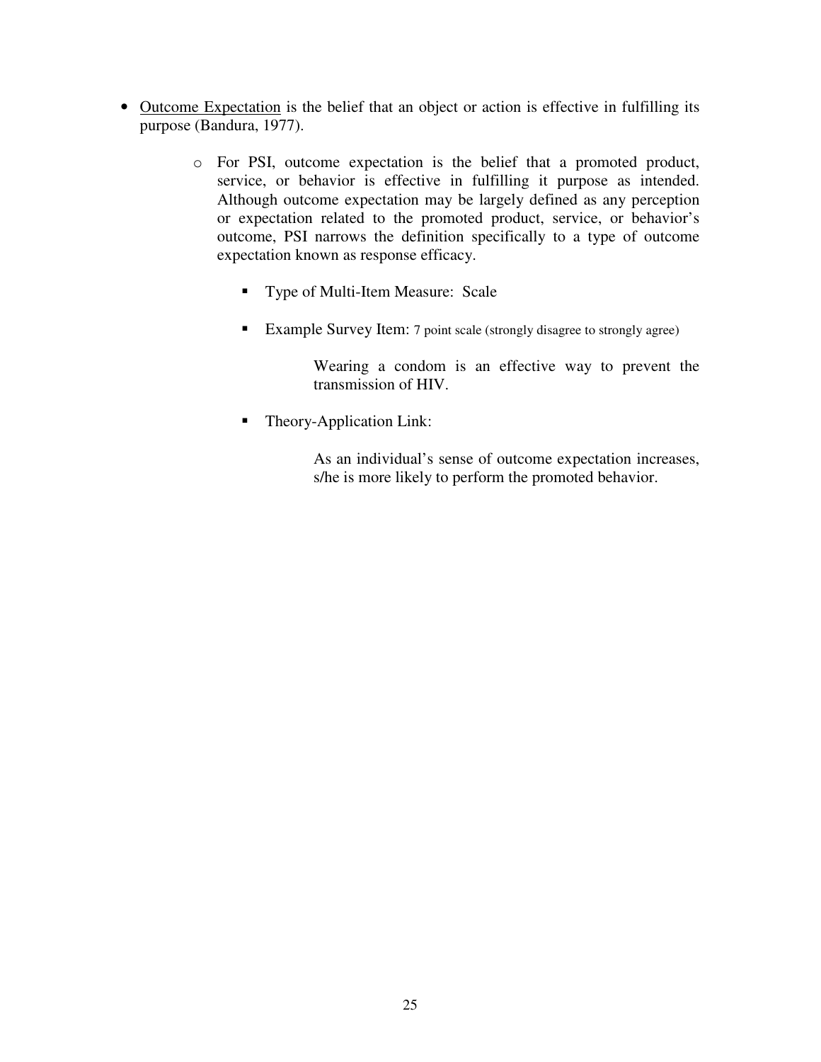- <u>Outcome Expectation</u> is the belief that an object or action is effective in fulfilling its purpose (Bandura, 1977).

  - For PSI, outcome expectation is the belief that a promoted product, service, or behavior is effective in fulfilling it purpose as intended. Although outcome expectation may be largely defined as any perception or expectation related to the promoted product, service, or behavior's outcome, PSI narrows the definition specifically to a type of outcome expectation known as response efficacy.

    - Type of Multi-Item Measure: Scale

    - Example Survey Item: 7 point scale (strongly disagree to strongly agree)

      Wearing a condom is an effective way to prevent the transmission of HIV.

    - Theory-Application Link:

      As an individual's sense of outcome expectation increases, s/he is more likely to perform the promoted behavior.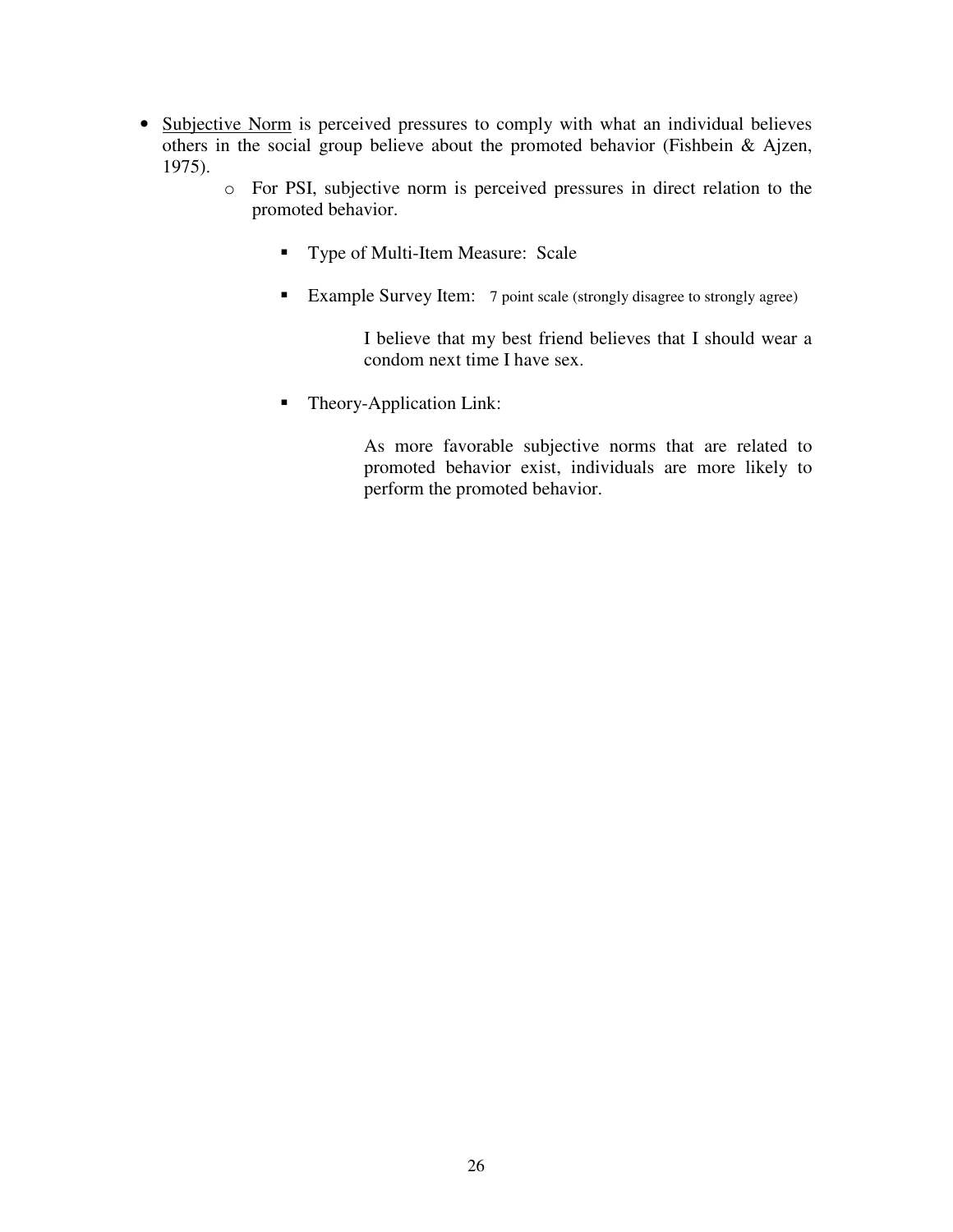- <u>Subjective Norm</u> is perceived pressures to comply with what an individual believes others in the social group believe about the promoted behavior (Fishbein & Ajzen, 1975).
  - For PSI, subjective norm is perceived pressures in direct relation to the promoted behavior.
    - Type of Multi-Item Measure: Scale
    - Example Survey Item: 7 point scale (strongly disagree to strongly agree)

      I believe that my best friend believes that I should wear a condom next time I have sex.

    - Theory-Application Link:

      As more favorable subjective norms that are related to promoted behavior exist, individuals are more likely to perform the promoted behavior.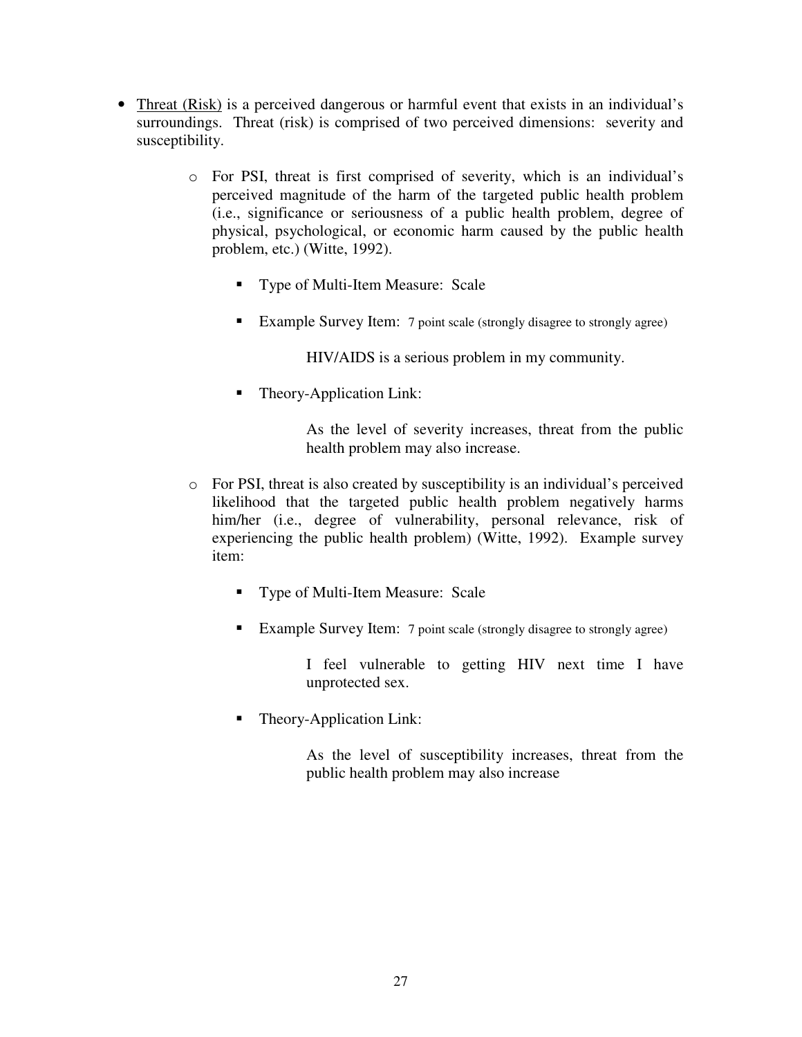- <u>Threat (Risk)</u> is a perceived dangerous or harmful event that exists in an individual's surroundings. Threat (risk) is comprised of two perceived dimensions: severity and susceptibility.

    - For PSI, threat is first comprised of severity, which is an individual's perceived magnitude of the harm of the targeted public health problem (i.e., significance or seriousness of a public health problem, degree of physical, psychological, or economic harm caused by the public health problem, etc.) (Witte, 1992).

        - Type of Multi-Item Measure: Scale

        - Example Survey Item: 7 point scale (strongly disagree to strongly agree)

            HIV/AIDS is a serious problem in my community.

        - Theory-Application Link:

            As the level of severity increases, threat from the public health problem may also increase.

    - For PSI, threat is also created by susceptibility is an individual's perceived likelihood that the targeted public health problem negatively harms him/her (i.e., degree of vulnerability, personal relevance, risk of experiencing the public health problem) (Witte, 1992). Example survey item:

        - Type of Multi-Item Measure: Scale

        - Example Survey Item: 7 point scale (strongly disagree to strongly agree)

            I feel vulnerable to getting HIV next time I have unprotected sex.

        - Theory-Application Link:

            As the level of susceptibility increases, threat from the public health problem may also increase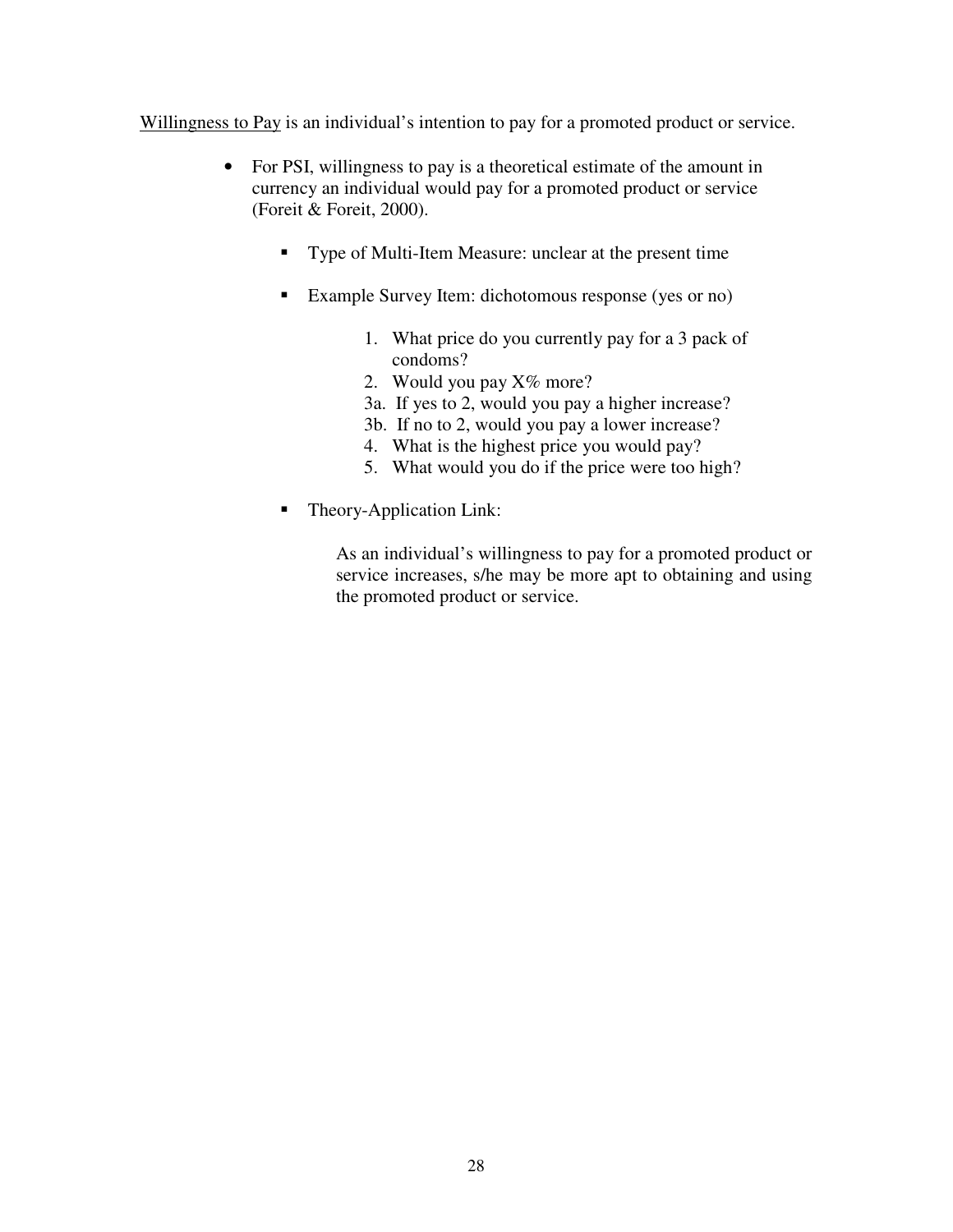<u>Willingness to Pay</u> is an individual's intention to pay for a promoted product or service.

- For PSI, willingness to pay is a theoretical estimate of the amount in currency an individual would pay for a promoted product or service (Foreit & Foreit, 2000).

  - Type of Multi-Item Measure: unclear at the present time

  - Example Survey Item: dichotomous response (yes or no)

    1. What price do you currently pay for a 3 pack of condoms?
    2. Would you pay X% more?

    3a. If yes to 2, would you pay a higher increase?

    3b. If no to 2, would you pay a lower increase?

    4. What is the highest price you would pay?
    5. What would you do if the price were too high?

  - Theory-Application Link:

    As an individual's willingness to pay for a promoted product or service increases, s/he may be more apt to obtaining and using the promoted product or service.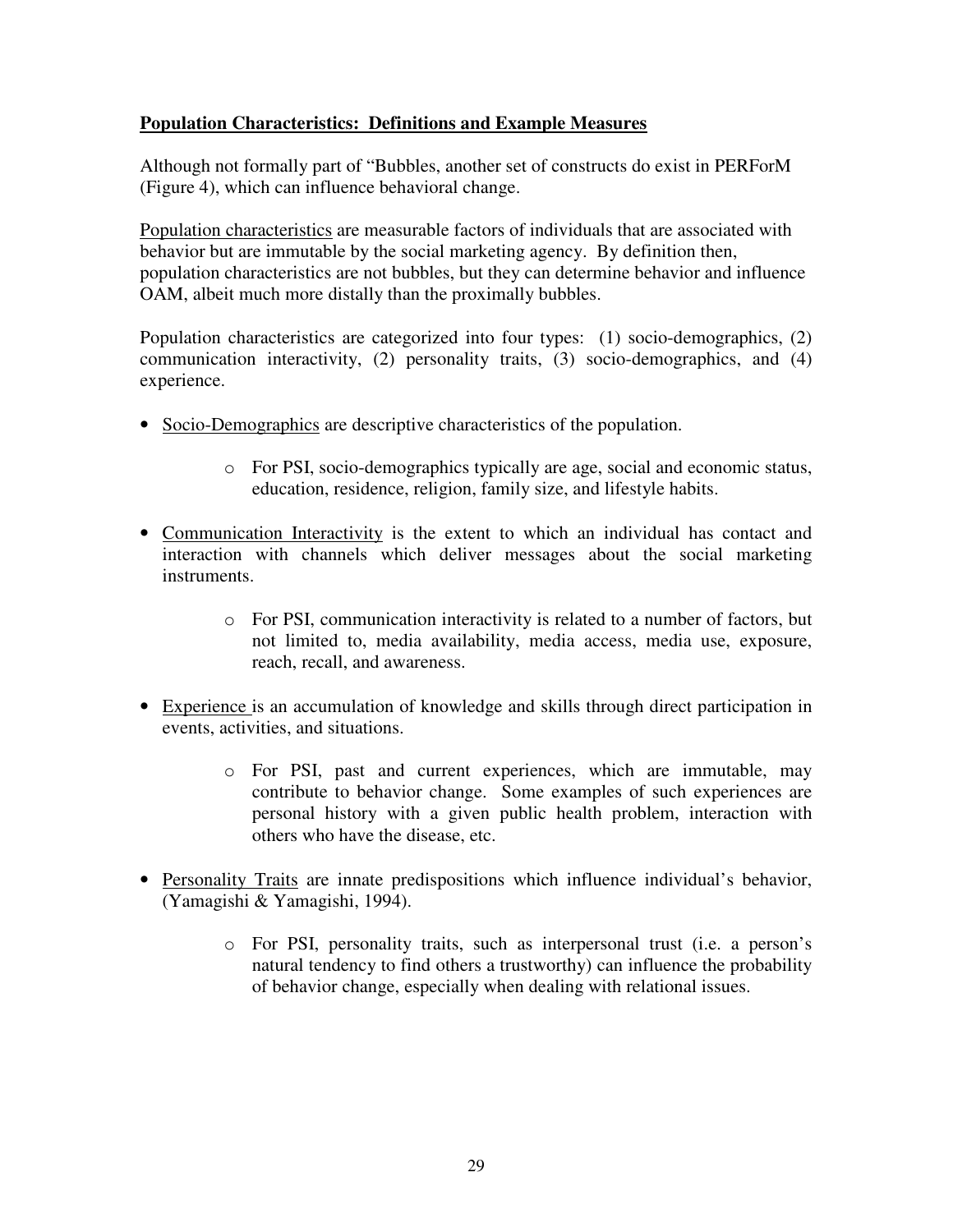**<u>Population Characteristics: Definitions and Example Measures</u>**

Although not formally part of "Bubbles, another set of constructs do exist in PERForM (Figure 4), which can influence behavioral change.

<u>Population characteristics</u> are measurable factors of individuals that are associated with behavior but are immutable by the social marketing agency. By definition then, population characteristics are not bubbles, but they can determine behavior and influence OAM, albeit much more distally than the proximally bubbles.

Population characteristics are categorized into four types: (1) socio-demographics, (2) communication interactivity, (2) personality traits, (3) socio-demographics, and (4) experience.

- <u>Socio-Demographics</u> are descriptive characteristics of the population.
    - For PSI, socio-demographics typically are age, social and economic status, education, residence, religion, family size, and lifestyle habits.
- <u>Communication Interactivity</u> is the extent to which an individual has contact and interaction with channels which deliver messages about the social marketing instruments.
    - For PSI, communication interactivity is related to a number of factors, but not limited to, media availability, media access, media use, exposure, reach, recall, and awareness.
- <u>Experience</u> is an accumulation of knowledge and skills through direct participation in events, activities, and situations.
    - For PSI, past and current experiences, which are immutable, may contribute to behavior change. Some examples of such experiences are personal history with a given public health problem, interaction with others who have the disease, etc.
- <u>Personality Traits</u> are innate predispositions which influence individual's behavior, (Yamagishi & Yamagishi, 1994).
    - For PSI, personality traits, such as interpersonal trust (i.e. a person's natural tendency to find others a trustworthy) can influence the probability of behavior change, especially when dealing with relational issues.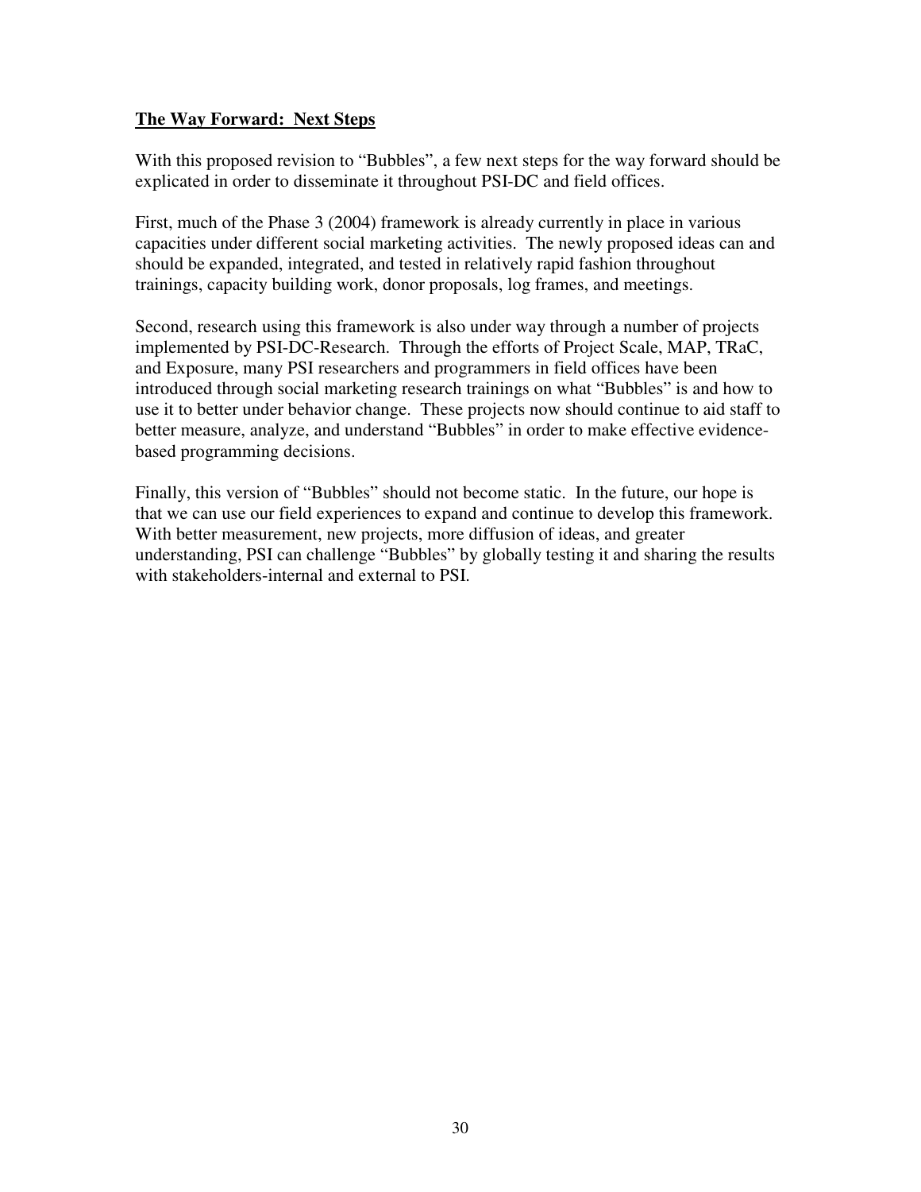## The Way Forward: Next Steps

With this proposed revision to "Bubbles", a few next steps for the way forward should be explicated in order to disseminate it throughout PSI-DC and field offices.

First, much of the Phase 3 (2004) framework is already currently in place in various capacities under different social marketing activities. The newly proposed ideas can and should be expanded, integrated, and tested in relatively rapid fashion throughout trainings, capacity building work, donor proposals, log frames, and meetings.

Second, research using this framework is also under way through a number of projects implemented by PSI-DC-Research. Through the efforts of Project Scale, MAP, TRaC, and Exposure, many PSI researchers and programmers in field offices have been introduced through social marketing research trainings on what "Bubbles" is and how to use it to better under behavior change. These projects now should continue to aid staff to better measure, analyze, and understand "Bubbles" in order to make effective evidence-based programming decisions.

Finally, this version of "Bubbles" should not become static. In the future, our hope is that we can use our field experiences to expand and continue to develop this framework. With better measurement, new projects, more diffusion of ideas, and greater understanding, PSI can challenge "Bubbles" by globally testing it and sharing the results with stakeholders-internal and external to PSI.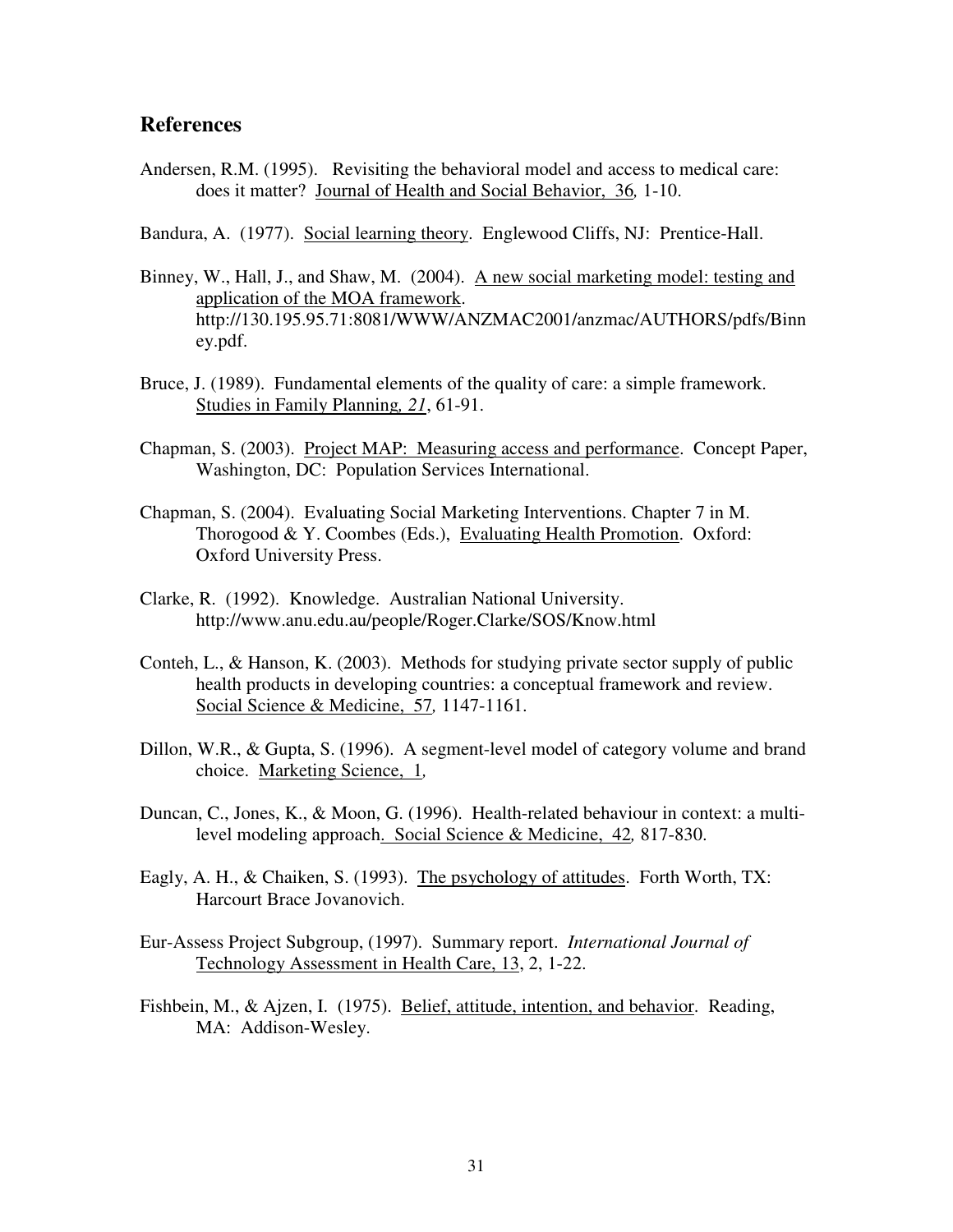## References

Andersen, R.M. (1995). Revisiting the behavioral model and access to medical care: does it matter? Journal of Health and Social Behavior, 36, 1-10.

Bandura, A. (1977). Social learning theory. Englewood Cliffs, NJ: Prentice-Hall.

Binney, W., Hall, J., and Shaw, M. (2004). A new social marketing model: testing and application of the MOA framework. http://130.195.95.71:8081/WWW/ANZMAC2001/anzmac/AUTHORS/pdfs/Binney.pdf.

Bruce, J. (1989). Fundamental elements of the quality of care: a simple framework. Studies in Family Planning, *21*, 61-91.

Chapman, S. (2003). Project MAP: Measuring access and performance. Concept Paper, Washington, DC: Population Services International.

Chapman, S. (2004). Evaluating Social Marketing Interventions. Chapter 7 in M. Thorogood & Y. Coombes (Eds.), Evaluating Health Promotion. Oxford: Oxford University Press.

Clarke, R. (1992). Knowledge. Australian National University. http://www.anu.edu.au/people/Roger.Clarke/SOS/Know.html

Conteh, L., & Hanson, K. (2003). Methods for studying private sector supply of public health products in developing countries: a conceptual framework and review. Social Science & Medicine, 57, 1147-1161.

Dillon, W.R., & Gupta, S. (1996). A segment-level model of category volume and brand choice. Marketing Science, 1,

Duncan, C., Jones, K., & Moon, G. (1996). Health-related behaviour in context: a multi-level modeling approach. Social Science & Medicine, 42, 817-830.

Eagly, A. H., & Chaiken, S. (1993). The psychology of attitudes. Forth Worth, TX: Harcourt Brace Jovanovich.

Eur-Assess Project Subgroup, (1997). Summary report. *International Journal of* Technology Assessment in Health Care, 13, 2, 1-22.

Fishbein, M., & Ajzen, I. (1975). Belief, attitude, intention, and behavior. Reading, MA: Addison-Wesley.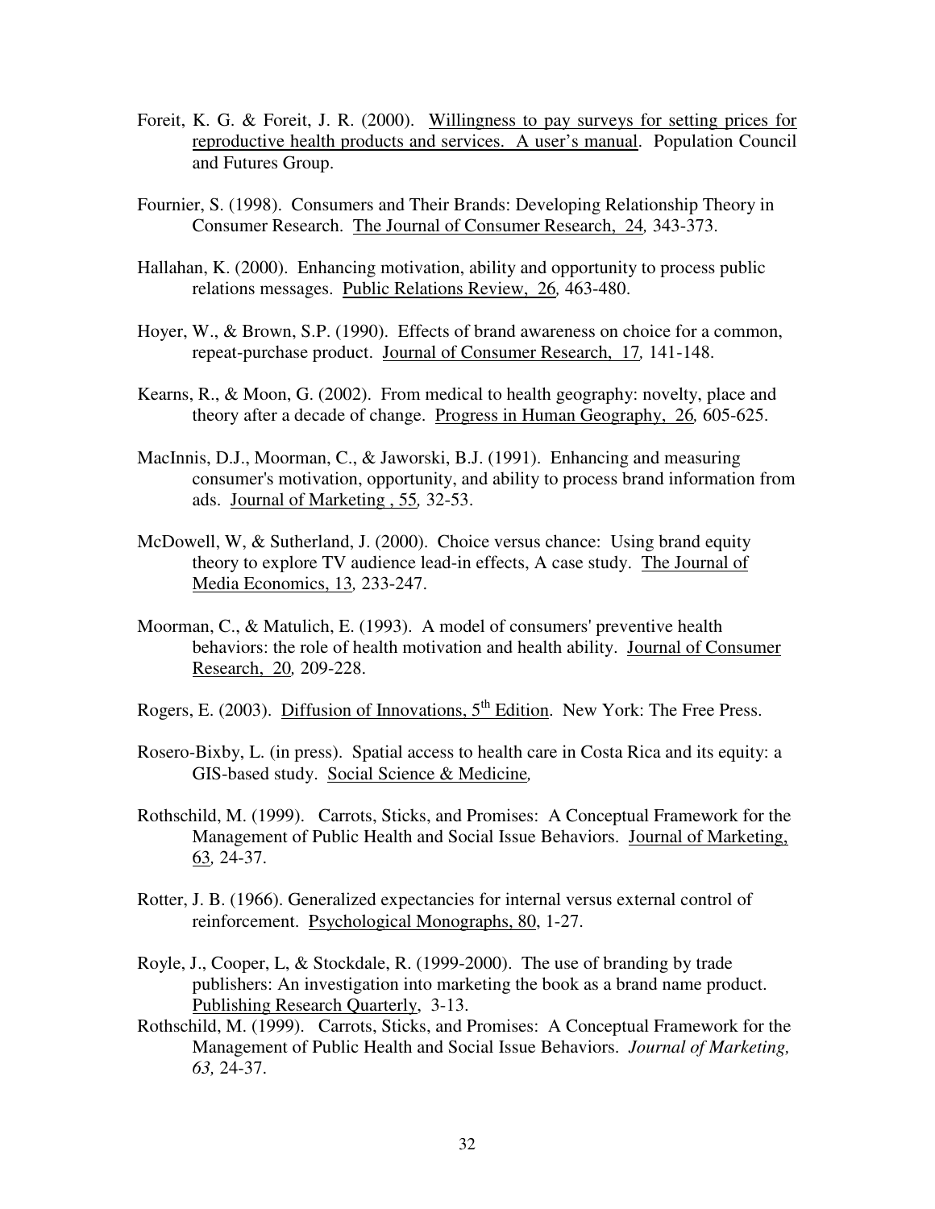Foreit, K. G. & Foreit, J. R. (2000). Willingness to pay surveys for setting prices for reproductive health products and services. A user's manual. Population Council and Futures Group.

Fournier, S. (1998). Consumers and Their Brands: Developing Relationship Theory in Consumer Research. The Journal of Consumer Research, 24, 343-373.

Hallahan, K. (2000). Enhancing motivation, ability and opportunity to process public relations messages. Public Relations Review, 26, 463-480.

Hoyer, W., & Brown, S.P. (1990). Effects of brand awareness on choice for a common, repeat-purchase product. Journal of Consumer Research, 17, 141-148.

Kearns, R., & Moon, G. (2002). From medical to health geography: novelty, place and theory after a decade of change. Progress in Human Geography, 26, 605-625.

MacInnis, D.J., Moorman, C., & Jaworski, B.J. (1991). Enhancing and measuring consumer's motivation, opportunity, and ability to process brand information from ads. Journal of Marketing , 55, 32-53.

McDowell, W, & Sutherland, J. (2000). Choice versus chance: Using brand equity theory to explore TV audience lead-in effects, A case study. The Journal of Media Economics, 13, 233-247.

Moorman, C., & Matulich, E. (1993). A model of consumers' preventive health behaviors: the role of health motivation and health ability. Journal of Consumer Research, 20, 209-228.

Rogers, E. (2003). Diffusion of Innovations, 5th Edition. New York: The Free Press.

Rosero-Bixby, L. (in press). Spatial access to health care in Costa Rica and its equity: a GIS-based study. Social Science & Medicine,

Rothschild, M. (1999). Carrots, Sticks, and Promises: A Conceptual Framework for the Management of Public Health and Social Issue Behaviors. Journal of Marketing, 63, 24-37.

Rotter, J. B. (1966). Generalized expectancies for internal versus external control of reinforcement. Psychological Monographs, 80, 1-27.

Royle, J., Cooper, L, & Stockdale, R. (1999-2000). The use of branding by trade publishers: An investigation into marketing the book as a brand name product. Publishing Research Quarterly, 3-13.

Rothschild, M. (1999). Carrots, Sticks, and Promises: A Conceptual Framework for the Management of Public Health and Social Issue Behaviors. *Journal of Marketing, 63,* 24-37.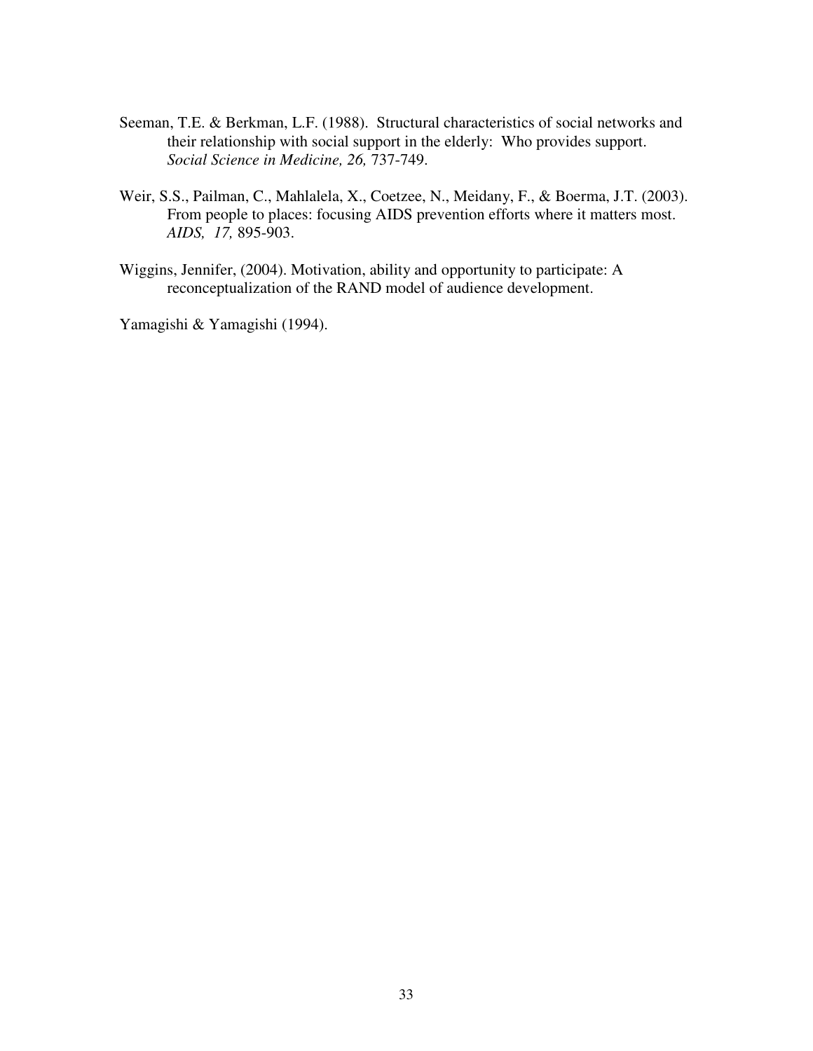Seeman, T.E. & Berkman, L.F. (1988). Structural characteristics of social networks and their relationship with social support in the elderly: Who provides support. *Social Science in Medicine, 26,* 737-749.

Weir, S.S., Pailman, C., Mahlalela, X., Coetzee, N., Meidany, F., & Boerma, J.T. (2003). From people to places: focusing AIDS prevention efforts where it matters most. *AIDS, 17,* 895-903.

Wiggins, Jennifer, (2004). Motivation, ability and opportunity to participate: A reconceptualization of the RAND model of audience development.

Yamagishi & Yamagishi (1994).